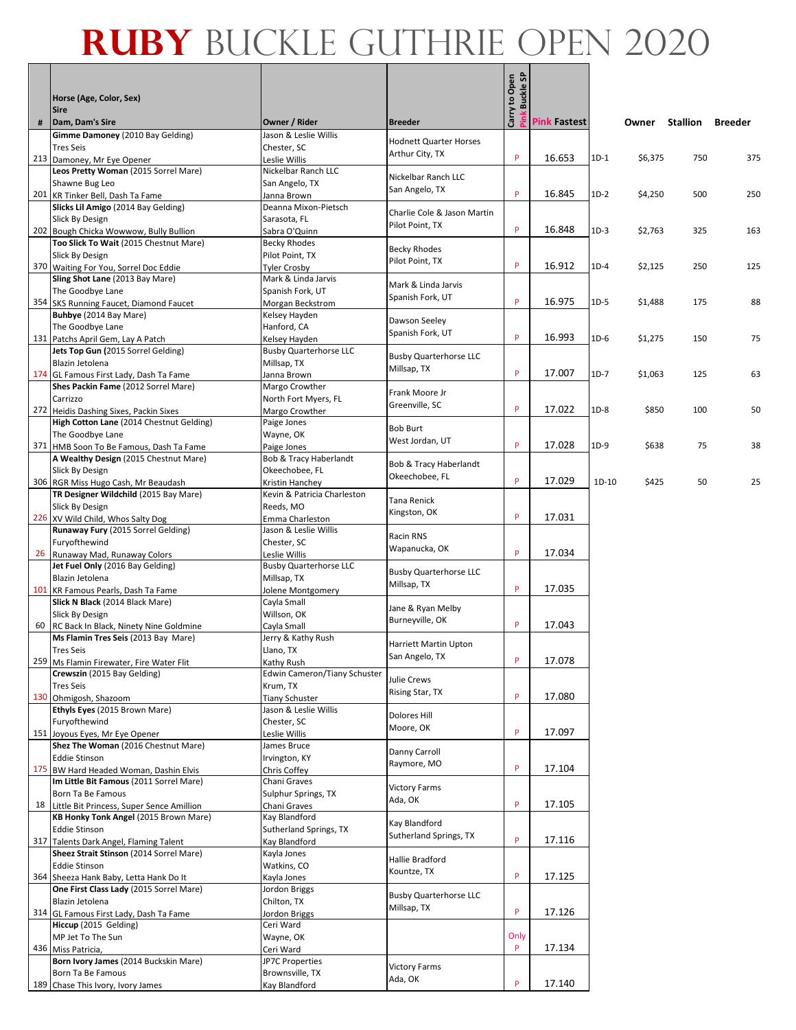# RUBY BUCKLE GUTHRIE OPEN 2020

| # | Horse (Age, Color, Sex)<br>Sire<br>Dam, Dam's Sire | Owner / Rider | Breeder | Carry to Open<br>Pink Buckle SP | Pink Fastest | | Owner | Stallion | Breeder |
|---|---|---|---|---|---|---|---|---|---|
| 213 | **Gimme Damoney** (2010 Bay Gelding)<br>Tres Seis<br>Damoney, Mr Eye Opener | Jason & Leslie Willis<br>Chester, SC<br>Leslie Willis | Hodnett Quarter Horses<br>Arthur City, TX | P | 16.653 | 1D-1 | $6,375 | 750 | 375 |
| 201 | **Leos Pretty Woman** (2015 Sorrel Mare)<br>Shawne Bug Leo<br>KR Tinker Bell, Dash Ta Fame | Nickelbar Ranch LLC<br>San Angelo, TX<br>Janna Brown | Nickelbar Ranch LLC<br>San Angelo, TX | P | 16.845 | 1D-2 | $4,250 | 500 | 250 |
| 202 | **Slicks Lil Amigo** (2014 Bay Gelding)<br>Slick By Design<br>Bough Chicka Wowwow, Bully Bullion | Deanna Mixon-Pietsch<br>Sarasota, FL<br>Sabra O'Quinn | Charlie Cole & Jason Martin<br>Pilot Point, TX | P | 16.848 | 1D-3 | $2,763 | 325 | 163 |
| 370 | **Too Slick To Wait** (2015 Chestnut Mare)<br>Slick By Design<br>Waiting For You, Sorrel Doc Eddie | Becky Rhodes<br>Pilot Point, TX<br>Tyler Crosby | Becky Rhodes<br>Pilot Point, TX | P | 16.912 | 1D-4 | $2,125 | 250 | 125 |
| 354 | **Sling Shot Lane** (2013 Bay Mare)<br>The Goodbye Lane<br>SKS Running Faucet, Diamond Faucet | Mark & Linda Jarvis<br>Spanish Fork, UT<br>Morgan Beckstrom | Mark & Linda Jarvis<br>Spanish Fork, UT | P | 16.975 | 1D-5 | $1,488 | 175 | 88 |
| 131 | **Buhbye** (2014 Bay Mare)<br>The Goodbye Lane<br>Patchs April Gem, Lay A Patch | Kelsey Hayden<br>Hanford, CA<br>Kelsey Hayden | Dawson Seeley<br>Spanish Fork, UT | P | 16.993 | 1D-6 | $1,275 | 150 | 75 |
| 174 | **Jets Top Gun** (2015 Sorrel Gelding)<br>Blazin Jetolena<br>GL Famous First Lady, Dash Ta Fame | Busby Quarterhorse LLC<br>Millsap, TX<br>Janna Brown | Busby Quarterhorse LLC<br>Millsap, TX | P | 17.007 | 1D-7 | $1,063 | 125 | 63 |
| 272 | **Shes Packin Fame** (2012 Sorrel Mare)<br>Carrizzo<br>Heidis Dashing Sixes, Packin Sixes | Margo Crowther<br>North Fort Myers, FL<br>Margo Crowther | Frank Moore Jr<br>Greenville, SC | P | 17.022 | 1D-8 | $850 | 100 | 50 |
| 371 | **High Cotton Lane** (2014 Chestnut Gelding)<br>The Goodbye Lane<br>HMB Soon To Be Famous, Dash Ta Fame | Paige Jones<br>Wayne, OK<br>Paige Jones | Bob Burt<br>West Jordan, UT | P | 17.028 | 1D-9 | $638 | 75 | 38 |
| 306 | **A Wealthy Design** (2015 Chestnut Mare)<br>Slick By Design<br>RGR Miss Hugo Cash, Mr Beaudash | Bob & Tracy Haberlandt<br>Okeechobee, FL<br>Kristin Hanchey | Bob & Tracy Haberlandt<br>Okeechobee, FL | P | 17.029 | 1D-10 | $425 | 50 | 25 |
| 226 | **TR Designer Wildchild** (2015 Bay Mare)<br>Slick By Design<br>XV Wild Child, Whos Salty Dog | Kevin & Patricia Charleston<br>Reeds, MO<br>Emma Charleston | Tana Renick<br>Kingston, OK | P | 17.031 | | | | |
| 26 | **Runaway Fury** (2015 Sorrel Gelding)<br>Furyofthewind<br>Runaway Mad, Runaway Colors | Jason & Leslie Willis<br>Chester, SC<br>Leslie Willis | Racin RNS<br>Wapanucka, OK | P | 17.034 | | | | |
| 101 | **Jet Fuel Only** (2016 Bay Gelding)<br>Blazin Jetolena<br>KR Famous Pearls, Dash Ta Fame | Busby Quarterhorse LLC<br>Millsap, TX<br>Jolene Montgomery | Busby Quarterhorse LLC<br>Millsap, TX | P | 17.035 | | | | |
| 60 | **Slick N Black** (2014 Black Mare)<br>Slick By Design<br>RC Back In Black, Ninety Nine Goldmine | Cayla Small<br>Willson, OK<br>Cayla Small | Jane & Ryan Melby<br>Burneyville, OK | P | 17.043 | | | | |
| 259 | **Ms Flamin Tres Seis** (2013 Bay Mare)<br>Tres Seis<br>Ms Flamin Firewater, Fire Water Flit | Jerry & Kathy Rush<br>Llano, TX<br>Kathy Rush | Harriett Martin Upton<br>San Angelo, TX | P | 17.078 | | | | |
| 130 | **Crewszin** (2015 Bay Gelding)<br>Tres Seis<br>Ohmigosh, Shazoom | Edwin Cameron/Tiany Schuster<br>Krum, TX<br>Tiany Schuster | Julie Crews<br>Rising Star, TX | P | 17.080 | | | | |
| 151 | **Ethyls Eyes** (2015 Brown Mare)<br>Furyofthewind<br>Joyous Eyes, Mr Eye Opener | Jason & Leslie Willis<br>Chester, SC<br>Leslie Willis | Dolores Hill<br>Moore, OK | P | 17.097 | | | | |
| 175 | **Shez The Woman** (2016 Chestnut Mare)<br>Eddie Stinson<br>BW Hard Headed Woman, Dashin Elvis | James Bruce<br>Irvington, KY<br>Chris Coffey | Danny Carroll<br>Raymore, MO | P | 17.104 | | | | |
| 18 | **Im Little Bit Famous** (2011 Sorrel Mare)<br>Born Ta Be Famous<br>Little Bit Princess, Super Sence Amillion | Chani Graves<br>Sulphur Springs, TX<br>Chani Graves | Victory Farms<br>Ada, OK | P | 17.105 | | | | |
| 317 | **KB Honky Tonk Angel** (2015 Brown Mare)<br>Eddie Stinson<br>Talents Dark Angel, Flaming Talent | Kay Blandford<br>Sutherland Springs, TX<br>Kay Blandford | Kay Blandford<br>Sutherland Springs, TX | P | 17.116 | | | | |
| 364 | **Sheez Strait Stinson** (2014 Sorrel Mare)<br>Eddie Stinson<br>Sheeza Hank Baby, Letta Hank Do It | Kayla Jones<br>Watkins, CO<br>Kayla Jones | Hallie Bradford<br>Kountze, TX | P | 17.125 | | | | |
| 314 | **One First Class Lady** (2015 Sorrel Mare)<br>Blazin Jetolena<br>GL Famous First Lady, Dash Ta Fame | Jordon Briggs<br>Chilton, TX<br>Jordon Briggs | Busby Quarterhorse LLC<br>Millsap, TX | P | 17.126 | | | | |
| 436 | **Hiccup** (2015 Gelding)<br>MP Jet To The Sun<br>Miss Patricia, | Ceri Ward<br>Wayne, OK<br>Ceri Ward | | Only P | 17.134 | | | | |
| 189 | **Born Ivory James** (2014 Buckskin Mare)<br>Born Ta Be Famous<br>Chase This Ivory, Ivory James | JP7C Properties<br>Brownsville, TX<br>Kay Blandford | Victory Farms<br>Ada, OK | P | 17.140 | | | | |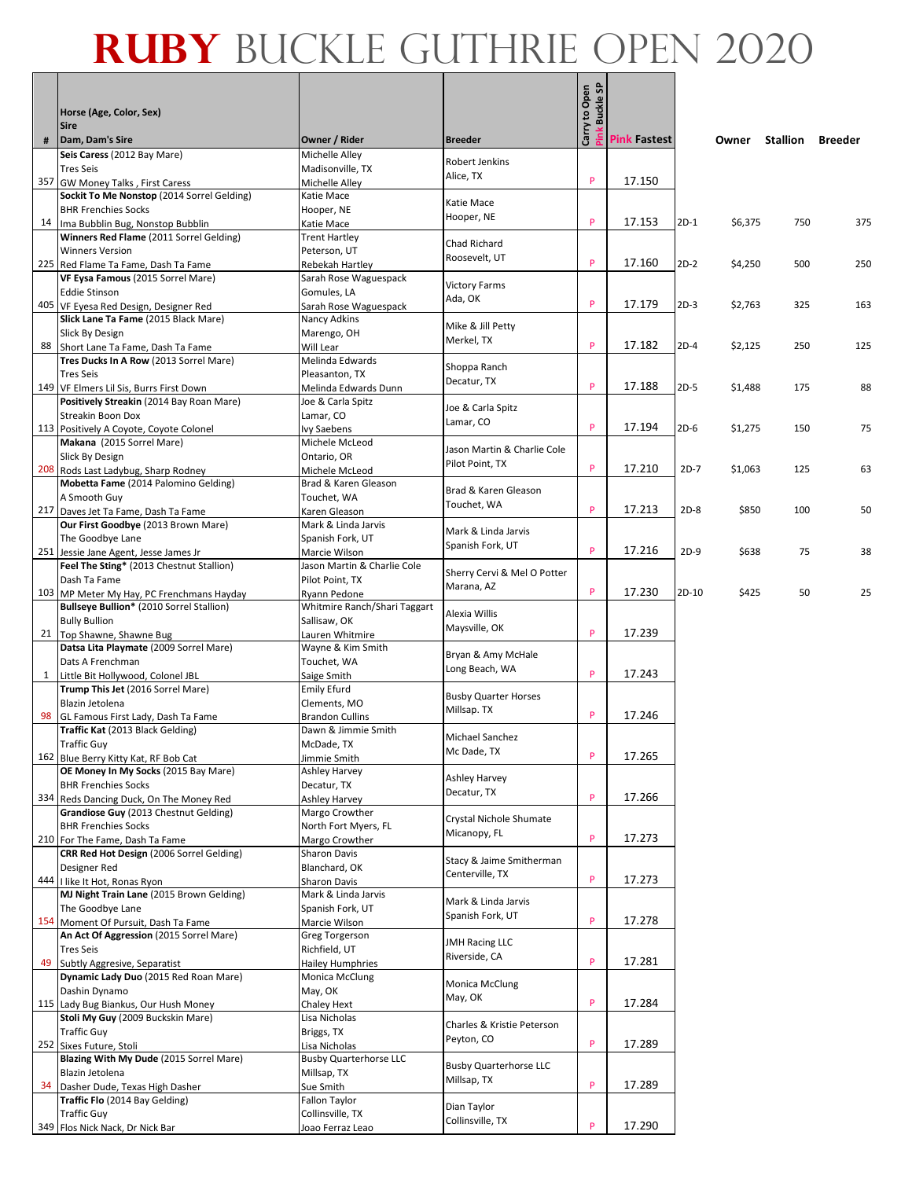# RUBY BUCKLE GUTHRIE OPEN 2020

| # | Horse (Age, Color, Sex)<br>Sire<br>Dam, Dam's Sire | Owner / Rider | Breeder | Carry to Open<br>Pink Buckle SP | Pink Fastest | | Owner | Stallion | Breeder |
|---|---|---|---|---|---|---|---|---|---|
| 357 | **Seis Caress** (2012 Bay Mare)<br>Tres Seis<br>GW Money Talks , First Caress | Michelle Alley<br>Madisonville, TX<br>Michelle Alley | Robert Jenkins<br>Alice, TX | P | 17.150 | | | | |
| 14 | **Sockit To Me Nonstop** (2014 Sorrel Gelding)<br>BHR Frenchies Socks<br>Ima Bubblin Bug, Nonstop Bubblin | Katie Mace<br>Hooper, NE<br>Katie Mace | Katie Mace<br>Hooper, NE | P | 17.153 | 2D-1 | $6,375 | 750 | 375 |
| 225 | **Winners Red Flame** (2011 Sorrel Gelding)<br>Winners Version<br>Red Flame Ta Fame, Dash Ta Fame | Trent Hartley<br>Peterson, UT<br>Rebekah Hartley | Chad Richard<br>Roosevelt, UT | P | 17.160 | 2D-2 | $4,250 | 500 | 250 |
| 405 | **VF Eysa Famous** (2015 Sorrel Mare)<br>Eddie Stinson<br>VF Eyesa Red Design, Designer Red | Sarah Rose Waguespack<br>Gomules, LA<br>Sarah Rose Waguespack | Victory Farms<br>Ada, OK | P | 17.179 | 2D-3 | $2,763 | 325 | 163 |
| 88 | **Slick Lane Ta Fame** (2015 Black Mare)<br>Slick By Design<br>Short Lane Ta Fame, Dash Ta Fame | Nancy Adkins<br>Marengo, OH<br>Will Lear | Mike & Jill Petty<br>Merkel, TX | P | 17.182 | 2D-4 | $2,125 | 250 | 125 |
| 149 | **Tres Ducks In A Row** (2013 Sorrel Mare)<br>Tres Seis<br>VF Elmers Lil Sis, Burrs First Down | Melinda Edwards<br>Pleasanton, TX<br>Melinda Edwards Dunn | Shoppa Ranch<br>Decatur, TX | P | 17.188 | 2D-5 | $1,488 | 175 | 88 |
| 113 | **Positively Streakin** (2014 Bay Roan Mare)<br>Streakin Boon Dox<br>Positively A Coyote, Coyote Colonel | Joe & Carla Spitz<br>Lamar, CO<br>Ivy Saebens | Joe & Carla Spitz<br>Lamar, CO | P | 17.194 | 2D-6 | $1,275 | 150 | 75 |
| 208 | **Makana** (2015 Sorrel Mare)<br>Slick By Design<br>Rods Last Ladybug, Sharp Rodney | Michele McLeod<br>Ontario, OR<br>Michele McLeod | Jason Martin & Charlie Cole<br>Pilot Point, TX | P | 17.210 | 2D-7 | $1,063 | 125 | 63 |
| 217 | **Mobetta Fame** (2014 Palomino Gelding)<br>A Smooth Guy<br>Daves Jet Ta Fame, Dash Ta Fame | Brad & Karen Gleason<br>Touchet, WA<br>Karen Gleason | Brad & Karen Gleason<br>Touchet, WA | P | 17.213 | 2D-8 | $850 | 100 | 50 |
| 251 | **Our First Goodbye** (2013 Brown Mare)<br>The Goodbye Lane<br>Jessie Jane Agent, Jesse James Jr | Mark & Linda Jarvis<br>Spanish Fork, UT<br>Marcie Wilson | Mark & Linda Jarvis<br>Spanish Fork, UT | P | 17.216 | 2D-9 | $638 | 75 | 38 |
| 103 | **Feel The Sting*** (2013 Chestnut Stallion)<br>Dash Ta Fame<br>MP Meter My Hay, PC Frenchmans Hayday | Jason Martin & Charlie Cole<br>Pilot Point, TX<br>Ryann Pedone | Sherry Cervi & Mel O Potter<br>Marana, AZ | P | 17.230 | 2D-10 | $425 | 50 | 25 |
| 21 | **Bullseye Bullion*** (2010 Sorrel Stallion)<br>Bully Bullion<br>Top Shawne, Shawne Bug | Whitmire Ranch/Shari Taggart<br>Sallisaw, OK<br>Lauren Whitmire | Alexia Willis<br>Maysville, OK | P | 17.239 | | | | |
| 1 | **Datsa Lita Playmate** (2009 Sorrel Mare)<br>Dats A Frenchman<br>Little Bit Hollywood, Colonel JBL | Wayne & Kim Smith<br>Touchet, WA<br>Saige Smith | Bryan & Amy McHale<br>Long Beach, WA | P | 17.243 | | | | |
| 98 | **Trump This Jet** (2016 Sorrel Mare)<br>Blazin Jetolena<br>GL Famous First Lady, Dash Ta Fame | Emily Efurd<br>Clements, MO<br>Brandon Cullins | Busby Quarter Horses<br>Millsap. TX | P | 17.246 | | | | |
| 162 | **Traffic Kat** (2013 Black Gelding)<br>Traffic Guy<br>Blue Berry Kitty Kat, RF Bob Cat | Dawn & Jimmie Smith<br>McDade, TX<br>Jimmie Smith | Michael Sanchez<br>Mc Dade, TX | P | 17.265 | | | | |
| 334 | **OE Money In My Socks** (2015 Bay Mare)<br>BHR Frenchies Socks<br>Reds Dancing Duck, On The Money Red | Ashley Harvey<br>Decatur, TX<br>Ashley Harvey | Ashley Harvey<br>Decatur, TX | P | 17.266 | | | | |
| 210 | **Grandiose Guy** (2013 Chestnut Gelding)<br>BHR Frenchies Socks<br>For The Fame, Dash Ta Fame | Margo Crowther<br>North Fort Myers, FL<br>Margo Crowther | Crystal Nichole Shumate<br>Micanopy, FL | P | 17.273 | | | | |
| 444 | **CRR Red Hot Design** (2006 Sorrel Gelding)<br>Designer Red<br>I like It Hot, Ronas Ryon | Sharon Davis<br>Blanchard, OK<br>Sharon Davis | Stacy & Jaime Smitherman<br>Centerville, TX | P | 17.273 | | | | |
| 154 | **MJ Night Train Lane** (2015 Brown Gelding)<br>The Goodbye Lane<br>Moment Of Pursuit, Dash Ta Fame | Mark & Linda Jarvis<br>Spanish Fork, UT<br>Marcie Wilson | Mark & Linda Jarvis<br>Spanish Fork, UT | P | 17.278 | | | | |
| 49 | **An Act Of Aggression** (2015 Sorrel Mare)<br>Tres Seis<br>Subtly Aggresive, Separatist | Greg Torgerson<br>Richfield, UT<br>Hailey Humphries | JMH Racing LLC<br>Riverside, CA | P | 17.281 | | | | |
| 115 | **Dynamic Lady Duo** (2015 Red Roan Mare)<br>Dashin Dynamo<br>Lady Bug Biankus, Our Hush Money | Monica McClung<br>May, OK<br>Chaley Hext | Monica McClung<br>May, OK | P | 17.284 | | | | |
| 252 | **Stoli My Guy** (2009 Buckskin Mare)<br>Traffic Guy<br>Sixes Future, Stoli | Lisa Nicholas<br>Briggs, TX<br>Lisa Nicholas | Charles & Kristie Peterson<br>Peyton, CO | P | 17.289 | | | | |
| 34 | **Blazing With My Dude** (2015 Sorrel Mare)<br>Blazin Jetolena<br>Dasher Dude, Texas High Dasher | Busby Quarterhorse LLC<br>Millsap, TX<br>Sue Smith | Busby Quarterhorse LLC<br>Millsap, TX | P | 17.289 | | | | |
| 349 | **Traffic Flo** (2014 Bay Gelding)<br>Traffic Guy<br>Flos Nick Nack, Dr Nick Bar | Fallon Taylor<br>Collinsville, TX<br>Joao Ferraz Leao | Dian Taylor<br>Collinsville, TX | P | 17.290 | | | | |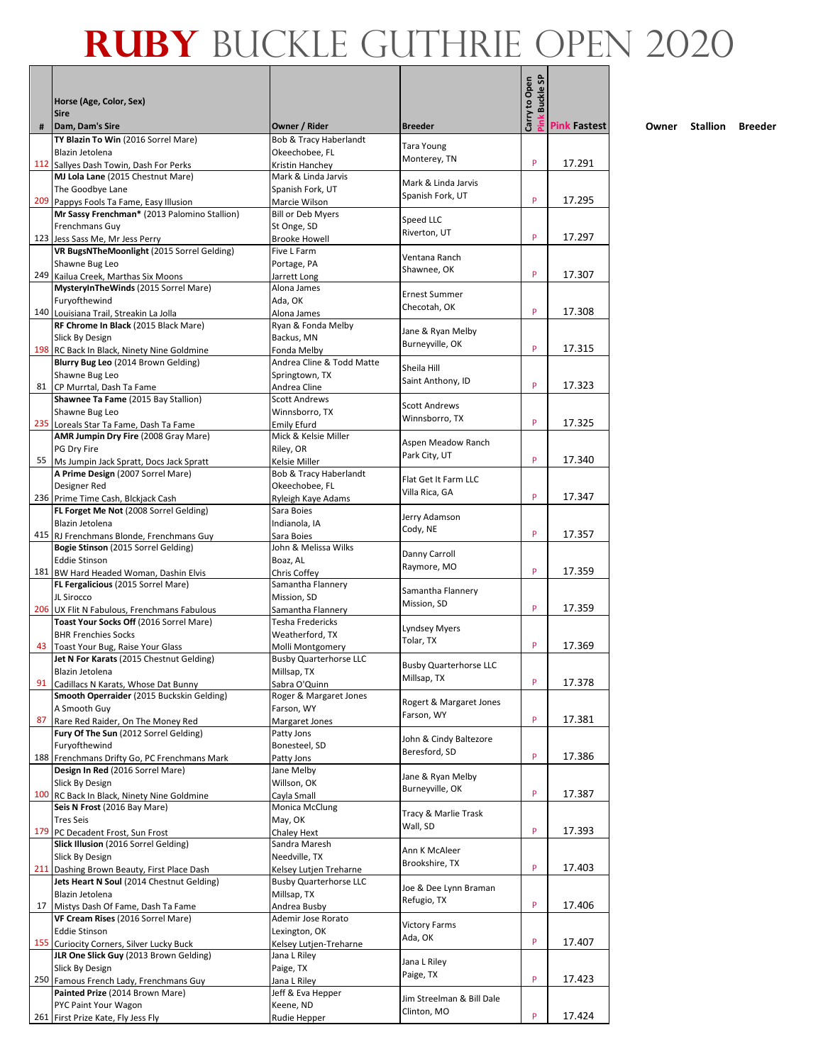# RUBY BUCKLE GUTHRIE OPEN 2020

| # | Horse (Age, Color, Sex)<br>Sire<br>Dam, Dam's Sire | Owner / Rider | Breeder | Carry to Open<br>Pink Buckle SP | Pink Fastest | Owner | Stallion | Breeder |
|---|---|---|---|---|---|---|---|---|
| 112 | **TY Blazin To Win** (2016 Sorrel Mare)<br>Blazin Jetolena<br>Sallyes Dash Towin, Dash For Perks | Bob & Tracy Haberlandt<br>Okeechobee, FL<br>Kristin Hanchey | Tara Young<br>Monterey, TN | P | 17.291 | | | |
| 209 | **MJ Lola Lane** (2015 Chestnut Mare)<br>The Goodbye Lane<br>Pappys Fools Ta Fame, Easy Illusion | Mark & Linda Jarvis<br>Spanish Fork, UT<br>Marcie Wilson | Mark & Linda Jarvis<br>Spanish Fork, UT | P | 17.295 | | | |
| 123 | **Mr Sassy Frenchman*** (2013 Palomino Stallion)<br>Frenchmans Guy<br>Jess Sass Me, Mr Jess Perry | Bill or Deb Myers<br>St Onge, SD<br>Brooke Howell | Speed LLC<br>Riverton, UT | P | 17.297 | | | |
| 249 | **VR BugsNTheMoonlight** (2015 Sorrel Gelding)<br>Shawne Bug Leo<br>Kailua Creek, Marthas Six Moons | Five L Farm<br>Portage, PA<br>Jarrett Long | Ventana Ranch<br>Shawnee, OK | P | 17.307 | | | |
| 140 | **MysteryInTheWinds** (2015 Sorrel Mare)<br>Furyofthewind<br>Louisiana Trail, Streakin La Jolla | Alona James<br>Ada, OK<br>Alona James | Ernest Summer<br>Checotah, OK | P | 17.308 | | | |
| 198 | **RF Chrome In Black** (2015 Black Mare)<br>Slick By Design<br>RC Back In Black, Ninety Nine Goldmine | Ryan & Fonda Melby<br>Backus, MN<br>Fonda Melby | Jane & Ryan Melby<br>Burneyville, OK | P | 17.315 | | | |
| 81 | **Blurry Bug Leo** (2014 Brown Gelding)<br>Shawne Bug Leo<br>CP Murrtal, Dash Ta Fame | Andrea Cline & Todd Matte<br>Springtown, TX<br>Andrea Cline | Sheila Hill<br>Saint Anthony, ID | P | 17.323 | | | |
| 235 | **Shawnee Ta Fame** (2015 Bay Stallion)<br>Shawne Bug Leo<br>Loreals Star Ta Fame, Dash Ta Fame | Scott Andrews<br>Winnsborro, TX<br>Emily Efurd | Scott Andrews<br>Winnsborro, TX | P | 17.325 | | | |
| 55 | **AMR Jumpin Dry Fire** (2008 Gray Mare)<br>PG Dry Fire<br>Ms Jumpin Jack Spratt, Docs Jack Spratt | Mick & Kelsie Miller<br>Riley, OR<br>Kelsie Miller | Aspen Meadow Ranch<br>Park City, UT | P | 17.340 | | | |
| 236 | **A Prime Design** (2007 Sorrel Mare)<br>Designer Red<br>Prime Time Cash, Blckjack Cash | Bob & Tracy Haberlandt<br>Okeechobee, FL<br>Ryleigh Kaye Adams | Flat Get It Farm LLC<br>Villa Rica, GA | P | 17.347 | | | |
| 415 | **FL Forget Me Not** (2008 Sorrel Gelding)<br>Blazin Jetolena<br>RJ Frenchmans Blonde, Frenchmans Guy | Sara Boies<br>Indianola, IA<br>Sara Boies | Jerry Adamson<br>Cody, NE | P | 17.357 | | | |
| 181 | **Bogie Stinson** (2015 Sorrel Gelding)<br>Eddie Stinson<br>BW Hard Headed Woman, Dashin Elvis | John & Melissa Wilks<br>Boaz, AL<br>Chris Coffey | Danny Carroll<br>Raymore, MO | P | 17.359 | | | |
| 206 | **FL Fergalicious** (2015 Sorrel Mare)<br>JL Sirocco<br>UX Flit N Fabulous, Frenchmans Fabulous | Samantha Flannery<br>Mission, SD<br>Samantha Flannery | Samantha Flannery<br>Mission, SD | P | 17.359 | | | |
| 43 | **Toast Your Socks Off** (2016 Sorrel Mare)<br>BHR Frenchies Socks<br>Toast Your Bug, Raise Your Glass | Tesha Fredericks<br>Weatherford, TX<br>Molli Montgomery | Lyndsey Myers<br>Tolar, TX | P | 17.369 | | | |
| 91 | **Jet N For Karats** (2015 Chestnut Gelding)<br>Blazin Jetolena<br>Cadillacs N Karats, Whose Dat Bunny | Busby Quarterhorse LLC<br>Millsap, TX<br>Sabra O'Quinn | Busby Quarterhorse LLC<br>Millsap, TX | P | 17.378 | | | |
| 87 | **Smooth Operraider** (2015 Buckskin Gelding)<br>A Smooth Guy<br>Rare Red Raider, On The Money Red | Roger & Margaret Jones<br>Farson, WY<br>Margaret Jones | Rogert & Margaret Jones<br>Farson, WY | P | 17.381 | | | |
| 188 | **Fury Of The Sun** (2012 Sorrel Gelding)<br>Furyofthewind<br>Frenchmans Drifty Go, PC Frenchmans Mark | Patty Jons<br>Bonesteel, SD<br>Patty Jons | John & Cindy Baltezore<br>Beresford, SD | P | 17.386 | | | |
| 100 | **Design In Red** (2016 Sorrel Mare)<br>Slick By Design<br>RC Back In Black, Ninety Nine Goldmine | Jane Melby<br>Willson, OK<br>Cayla Small | Jane & Ryan Melby<br>Burneyville, OK | P | 17.387 | | | |
| 179 | **Seis N Frost** (2016 Bay Mare)<br>Tres Seis<br>PC Decadent Frost, Sun Frost | Monica McClung<br>May, OK<br>Chaley Hext | Tracy & Marlie Trask<br>Wall, SD | P | 17.393 | | | |
| 211 | **Slick Illusion** (2016 Sorrel Gelding)<br>Slick By Design<br>Dashing Brown Beauty, First Place Dash | Sandra Maresh<br>Needville, TX<br>Kelsey Lutjen Treharne | Ann K McAleer<br>Brookshire, TX | P | 17.403 | | | |
| 17 | **Jets Heart N Soul** (2014 Chestnut Gelding)<br>Blazin Jetolena<br>Mistys Dash Of Fame, Dash Ta Fame | Busby Quarterhorse LLC<br>Millsap, TX<br>Andrea Busby | Joe & Dee Lynn Braman<br>Refugio, TX | P | 17.406 | | | |
| 155 | **VF Cream Rises** (2016 Sorrel Mare)<br>Eddie Stinson<br>Curiocity Corners, Silver Lucky Buck | Ademir Jose Rorato<br>Lexington, OK<br>Kelsey Lutjen-Treharne | Victory Farms<br>Ada, OK | P | 17.407 | | | |
| 250 | **JLR One Slick Guy** (2013 Brown Gelding)<br>Slick By Design<br>Famous French Lady, Frenchmans Guy | Jana L Riley<br>Paige, TX<br>Jana L Riley | Jana L Riley<br>Paige, TX | P | 17.423 | | | |
| 261 | **Painted Prize** (2014 Brown Mare)<br>PYC Paint Your Wagon<br>First Prize Kate, Fly Jess Fly | Jeff & Eva Hepper<br>Keene, ND<br>Rudie Hepper | Jim Streelman & Bill Dale<br>Clinton, MO | P | 17.424 | | | |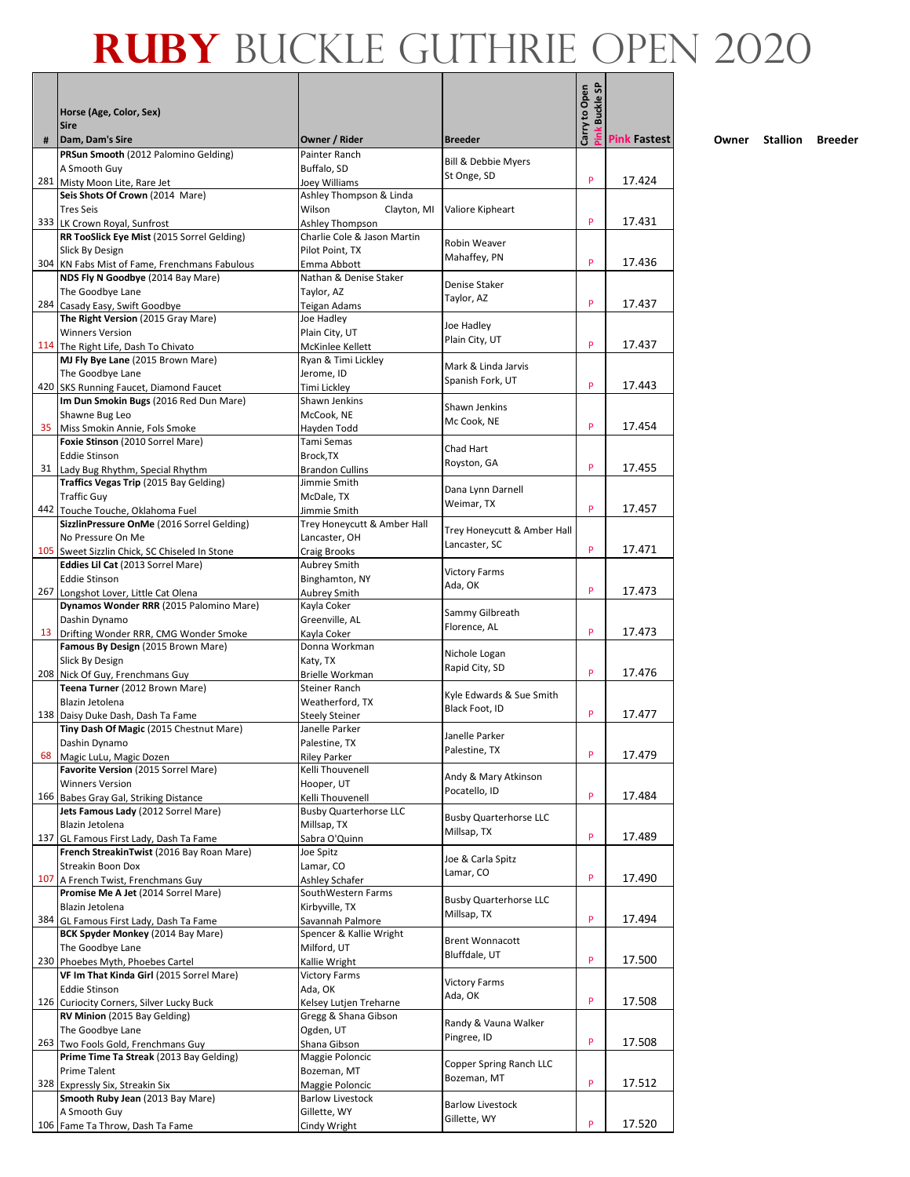# RUBY BUCKLE GUTHRIE OPEN 2020

| # | Horse (Age, Color, Sex)<br>Sire<br>Dam, Dam's Sire | Owner / Rider | Breeder | Carry to Open<br>Pink Buckle SP | Pink Fastest | Owner | Stallion | Breeder |
|---|---|---|---|---|---|---|---|---|
| 281 | **PRSun Smooth** (2012 Palomino Gelding)<br>A Smooth Guy<br>Misty Moon Lite, Rare Jet | Painter Ranch<br>Buffalo, SD<br>Joey Williams | Bill & Debbie Myers<br>St Onge, SD | P | 17.424 | | | |
| 333 | **Seis Shots Of Crown** (2014 Mare)<br>Tres Seis<br>LK Crown Royal, Sunfrost | Ashley Thompson & Linda Wilson Clayton, MI<br>Ashley Thompson | Valiore Kipheart | P | 17.431 | | | |
| 304 | **RR TooSlick Eye Mist** (2015 Sorrel Gelding)<br>Slick By Design<br>KN Fabs Mist of Fame, Frenchmans Fabulous | Charlie Cole & Jason Martin<br>Pilot Point, TX<br>Emma Abbott | Robin Weaver<br>Mahaffey, PN | P | 17.436 | | | |
| 284 | **NDS Fly N Goodbye** (2014 Bay Mare)<br>The Goodbye Lane<br>Casady Easy, Swift Goodbye | Nathan & Denise Staker<br>Taylor, AZ<br>Teigan Adams | Denise Staker<br>Taylor, AZ | P | 17.437 | | | |
| 114 | **The Right Version** (2015 Gray Mare)<br>Winners Version<br>The Right Life, Dash To Chivato | Joe Hadley<br>Plain City, UT<br>McKinlee Kellett | Joe Hadley<br>Plain City, UT | P | 17.437 | | | |
| 420 | **MJ Fly Bye Lane** (2015 Brown Mare)<br>The Goodbye Lane<br>SKS Running Faucet, Diamond Faucet | Ryan & Timi Lickley<br>Jerome, ID<br>Timi Lickley | Mark & Linda Jarvis<br>Spanish Fork, UT | P | 17.443 | | | |
| 35 | **Im Dun Smokin Bugs** (2016 Red Dun Mare)<br>Shawne Bug Leo<br>Miss Smokin Annie, Fols Smoke | Shawn Jenkins<br>McCook, NE<br>Hayden Todd | Shawn Jenkins<br>Mc Cook, NE | P | 17.454 | | | |
| 31 | **Foxie Stinson** (2010 Sorrel Mare)<br>Eddie Stinson<br>Lady Bug Rhythm, Special Rhythm | Tami Semas<br>Brock,TX<br>Brandon Cullins | Chad Hart<br>Royston, GA | P | 17.455 | | | |
| 442 | **Traffics Vegas Trip** (2015 Bay Gelding)<br>Traffic Guy<br>Touche Touche, Oklahoma Fuel | Jimmie Smith<br>McDale, TX<br>Jimmie Smith | Dana Lynn Darnell<br>Weimar, TX | P | 17.457 | | | |
| 105 | **SizzlinPressure OnMe** (2016 Sorrel Gelding)<br>No Pressure On Me<br>Sweet Sizzlin Chick, SC Chiseled In Stone | Trey Honeycutt & Amber Hall<br>Lancaster, OH<br>Craig Brooks | Trey Honeycutt & Amber Hall<br>Lancaster, SC | P | 17.471 | | | |
| 267 | **Eddies Lil Cat** (2013 Sorrel Mare)<br>Eddie Stinson<br>Longshot Lover, Little Cat Olena | Aubrey Smith<br>Binghamton, NY<br>Aubrey Smith | Victory Farms<br>Ada, OK | P | 17.473 | | | |
| 13 | **Dynamos Wonder RRR** (2015 Palomino Mare)<br>Dashin Dynamo<br>Drifting Wonder RRR, CMG Wonder Smoke | Kayla Coker<br>Greenville, AL<br>Kayla Coker | Sammy Gilbreath<br>Florence, AL | P | 17.473 | | | |
| 208 | **Famous By Design** (2015 Brown Mare)<br>Slick By Design<br>Nick Of Guy, Frenchmans Guy | Donna Workman<br>Katy, TX<br>Brielle Workman | Nichole Logan<br>Rapid City, SD | P | 17.476 | | | |
| 138 | **Teena Turner** (2012 Brown Mare)<br>Blazin Jetolena<br>Daisy Duke Dash, Dash Ta Fame | Steiner Ranch<br>Weatherford, TX<br>Steely Steiner | Kyle Edwards & Sue Smith<br>Black Foot, ID | P | 17.477 | | | |
| 68 | **Tiny Dash Of Magic** (2015 Chestnut Mare)<br>Dashin Dynamo<br>Magic LuLu, Magic Dozen | Janelle Parker<br>Palestine, TX<br>Riley Parker | Janelle Parker<br>Palestine, TX | P | 17.479 | | | |
| 166 | **Favorite Version** (2015 Sorrel Mare)<br>Winners Version<br>Babes Gray Gal, Striking Distance | Kelli Thouvenell<br>Hooper, UT<br>Kelli Thouvenell | Andy & Mary Atkinson<br>Pocatello, ID | P | 17.484 | | | |
| 137 | **Jets Famous Lady** (2012 Sorrel Mare)<br>Blazin Jetolena<br>GL Famous First Lady, Dash Ta Fame | Busby Quarterhorse LLC<br>Millsap, TX<br>Sabra O'Quinn | Busby Quarterhorse LLC<br>Millsap, TX | P | 17.489 | | | |
| 107 | **French StreakinTwist** (2016 Bay Roan Mare)<br>Streakin Boon Dox<br>A French Twist, Frenchmans Guy | Joe Spitz<br>Lamar, CO<br>Ashley Schafer | Joe & Carla Spitz<br>Lamar, CO | P | 17.490 | | | |
| 384 | **Promise Me A Jet** (2014 Sorrel Mare)<br>Blazin Jetolena<br>GL Famous First Lady, Dash Ta Fame | SouthWestern Farms<br>Kirbyville, TX<br>Savannah Palmore | Busby Quarterhorse LLC<br>Millsap, TX | P | 17.494 | | | |
| 230 | **BCK Spyder Monkey** (2014 Bay Mare)<br>The Goodbye Lane<br>Phoebes Myth, Phoebes Cartel | Spencer & Kallie Wright<br>Milford, UT<br>Kallie Wright | Brent Wonnacott<br>Bluffdale, UT | P | 17.500 | | | |
| 126 | **VF Im That Kinda Girl** (2015 Sorrel Mare)<br>Eddie Stinson<br>Curiocity Corners, Silver Lucky Buck | Victory Farms<br>Ada, OK<br>Kelsey Lutjen Treharne | Victory Farms<br>Ada, OK | P | 17.508 | | | |
| 263 | **RV Minion** (2015 Bay Gelding)<br>The Goodbye Lane<br>Two Fools Gold, Frenchmans Guy | Gregg & Shana Gibson<br>Ogden, UT<br>Shana Gibson | Randy & Vauna Walker<br>Pingree, ID | P | 17.508 | | | |
| 328 | **Prime Time Ta Streak** (2013 Bay Gelding)<br>Prime Talent<br>Expressly Six, Streakin Six | Maggie Poloncic<br>Bozeman, MT<br>Maggie Poloncic | Copper Spring Ranch LLC<br>Bozeman, MT | P | 17.512 | | | |
| 106 | **Smooth Ruby Jean** (2013 Bay Mare)<br>A Smooth Guy<br>Fame Ta Throw, Dash Ta Fame | Barlow Livestock<br>Gillette, WY<br>Cindy Wright | Barlow Livestock<br>Gillette, WY | P | 17.520 | | | |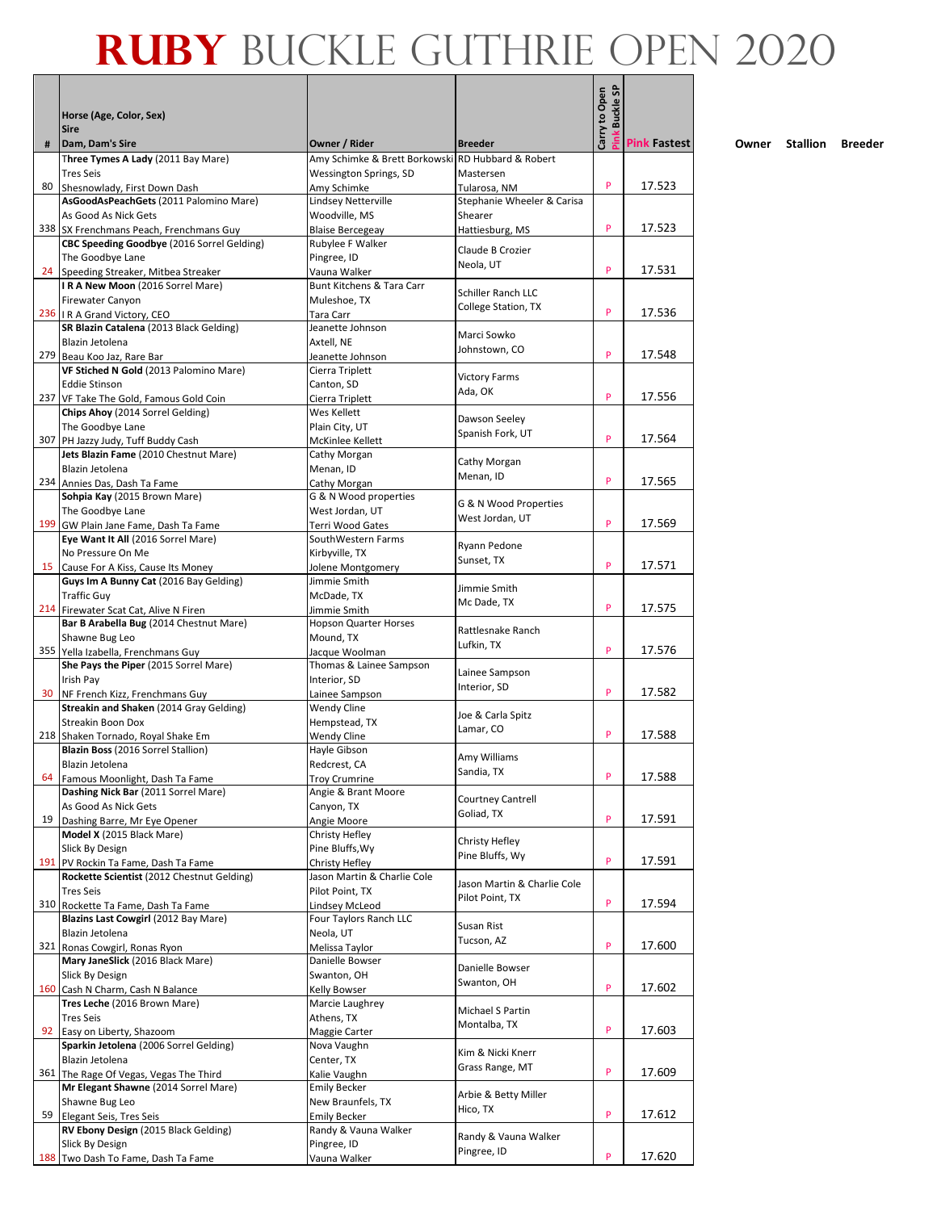# RUBY BUCKLE GUTHRIE OPEN 2020

| # | Horse (Age, Color, Sex)<br>Sire<br>Dam, Dam's Sire | Owner / Rider | Breeder | Carry to Open | Pink Buckle SP | Pink Fastest | Owner | Stallion | Breeder |
|---|---|---|---|---|---|---|---|---|---|
| 80 | **Three Tymes A Lady** (2011 Bay Mare)<br>Tres Seis<br>Shesnowlady, First Down Dash | Amy Schimke & Brett Borkowski<br>Wessington Springs, SD<br>Amy Schimke | RD Hubbard & Robert Mastersen<br>Tularosa, NM | | P | 17.523 | | | |
| 338 | **AsGoodAsPeachGets** (2011 Palomino Mare)<br>As Good As Nick Gets<br>SX Frenchmans Peach, Frenchmans Guy | Lindsey Netterville<br>Woodville, MS<br>Blaise Bercegeay | Stephanie Wheeler & Carisa Shearer<br>Hattiesburg, MS | | P | 17.523 | | | |
| 24 | **CBC Speeding Goodbye** (2016 Sorrel Gelding)<br>The Goodbye Lane<br>Speeding Streaker, Mitbea Streaker | Rubylee F Walker<br>Pingree, ID<br>Vauna Walker | Claude B Crozier<br>Neola, UT | | P | 17.531 | | | |
| 236 | **I R A New Moon** (2016 Sorrel Mare)<br>Firewater Canyon<br>I R A Grand Victory, CEO | Bunt Kitchens & Tara Carr<br>Muleshoe, TX<br>Tara Carr | Schiller Ranch LLC<br>College Station, TX | | P | 17.536 | | | |
| 279 | **SR Blazin Catalena** (2013 Black Gelding)<br>Blazin Jetolena<br>Beau Koo Jaz, Rare Bar | Jeanette Johnson<br>Axtell, NE<br>Jeanette Johnson | Marci Sowko<br>Johnstown, CO | | P | 17.548 | | | |
| 237 | **VF Stiched N Gold** (2013 Palomino Mare)<br>Eddie Stinson<br>VF Take The Gold, Famous Gold Coin | Cierra Triplett<br>Canton, SD<br>Cierra Triplett | Victory Farms<br>Ada, OK | | P | 17.556 | | | |
| 307 | **Chips Ahoy** (2014 Sorrel Gelding)<br>The Goodbye Lane<br>PH Jazzy Judy, Tuff Buddy Cash | Wes Kellett<br>Plain City, UT<br>McKinlee Kellett | Dawson Seeley<br>Spanish Fork, UT | | P | 17.564 | | | |
| 234 | **Jets Blazin Fame** (2010 Chestnut Mare)<br>Blazin Jetolena<br>Annies Das, Dash Ta Fame | Cathy Morgan<br>Menan, ID<br>Cathy Morgan | Cathy Morgan<br>Menan, ID | | P | 17.565 | | | |
| 199 | **Sohpia Kay** (2015 Brown Mare)<br>The Goodbye Lane<br>GW Plain Jane Fame, Dash Ta Fame | G & N Wood properties<br>West Jordan, UT<br>Terri Wood Gates | G & N Wood Properties<br>West Jordan, UT | | P | 17.569 | | | |
| 15 | **Eye Want It All** (2016 Sorrel Mare)<br>No Pressure On Me<br>Cause For A Kiss, Cause Its Money | SouthWestern Farms<br>Kirbyville, TX<br>Jolene Montgomery | Ryann Pedone<br>Sunset, TX | | P | 17.571 | | | |
| 214 | **Guys Im A Bunny Cat** (2016 Bay Gelding)<br>Traffic Guy<br>Firewater Scat Cat, Alive N Firen | Jimmie Smith<br>McDade, TX<br>Jimmie Smith | Jimmie Smith<br>Mc Dade, TX | | P | 17.575 | | | |
| 355 | **Bar B Arabella Bug** (2014 Chestnut Mare)<br>Shawne Bug Leo<br>Yella Izabella, Frenchmans Guy | Hopson Quarter Horses<br>Mound, TX<br>Jacque Woolman | Rattlesnake Ranch<br>Lufkin, TX | | P | 17.576 | | | |
| 30 | **She Pays the Piper** (2015 Sorrel Mare)<br>Irish Pay<br>NF French Kizz, Frenchmans Guy | Thomas & Lainee Sampson<br>Interior, SD<br>Lainee Sampson | Lainee Sampson<br>Interior, SD | | P | 17.582 | | | |
| 218 | **Streakin and Shaken** (2014 Gray Gelding)<br>Streakin Boon Dox<br>Shaken Tornado, Royal Shake Em | Wendy Cline<br>Hempstead, TX<br>Wendy Cline | Joe & Carla Spitz<br>Lamar, CO | | P | 17.588 | | | |
| 64 | **Blazin Boss** (2016 Sorrel Stallion)<br>Blazin Jetolena<br>Famous Moonlight, Dash Ta Fame | Hayle Gibson<br>Redcrest, CA<br>Troy Crumrine | Amy Williams<br>Sandia, TX | | P | 17.588 | | | |
| 19 | **Dashing Nick Bar** (2011 Sorrel Mare)<br>As Good As Nick Gets<br>Dashing Barre, Mr Eye Opener | Angie & Brant Moore<br>Canyon, TX<br>Angie Moore | Courtney Cantrell<br>Goliad, TX | | P | 17.591 | | | |
| 191 | **Model X** (2015 Black Mare)<br>Slick By Design<br>PV Rockin Ta Fame, Dash Ta Fame | Christy Hefley<br>Pine Bluffs,Wy<br>Christy Hefley | Christy Hefley<br>Pine Bluffs, Wy | | P | 17.591 | | | |
| 310 | **Rockette Scientist** (2012 Chestnut Gelding)<br>Tres Seis<br>Rockette Ta Fame, Dash Ta Fame | Jason Martin & Charlie Cole<br>Pilot Point, TX<br>Lindsey McLeod | Jason Martin & Charlie Cole<br>Pilot Point, TX | | P | 17.594 | | | |
| 321 | **Blazins Last Cowgirl** (2012 Bay Mare)<br>Blazin Jetolena<br>Ronas Cowgirl, Ronas Ryon | Four Taylors Ranch LLC<br>Neola, UT<br>Melissa Taylor | Susan Rist<br>Tucson, AZ | | P | 17.600 | | | |
| 160 | **Mary JaneSlick** (2016 Black Mare)<br>Slick By Design<br>Cash N Charm, Cash N Balance | Danielle Bowser<br>Swanton, OH<br>Kelly Bowser | Danielle Bowser<br>Swanton, OH | | P | 17.602 | | | |
| 92 | **Tres Leche** (2016 Brown Mare)<br>Tres Seis<br>Easy on Liberty, Shazoom | Marcie Laughrey<br>Athens, TX<br>Maggie Carter | Michael S Partin<br>Montalba, TX | | P | 17.603 | | | |
| 361 | **Sparkin Jetolena** (2006 Sorrel Gelding)<br>Blazin Jetolena<br>The Rage Of Vegas, Vegas The Third | Nova Vaughn<br>Center, TX<br>Kalie Vaughn | Kim & Nicki Knerr<br>Grass Range, MT | | P | 17.609 | | | |
| 59 | **Mr Elegant Shawne** (2014 Sorrel Mare)<br>Shawne Bug Leo<br>Elegant Seis, Tres Seis | Emily Becker<br>New Braunfels, TX<br>Emily Becker | Arbie & Betty Miller<br>Hico, TX | | P | 17.612 | | | |
| 188 | **RV Ebony Design** (2015 Black Gelding)<br>Slick By Design<br>Two Dash To Fame, Dash Ta Fame | Randy & Vauna Walker<br>Pingree, ID<br>Vauna Walker | Randy & Vauna Walker<br>Pingree, ID | | P | 17.620 | | | |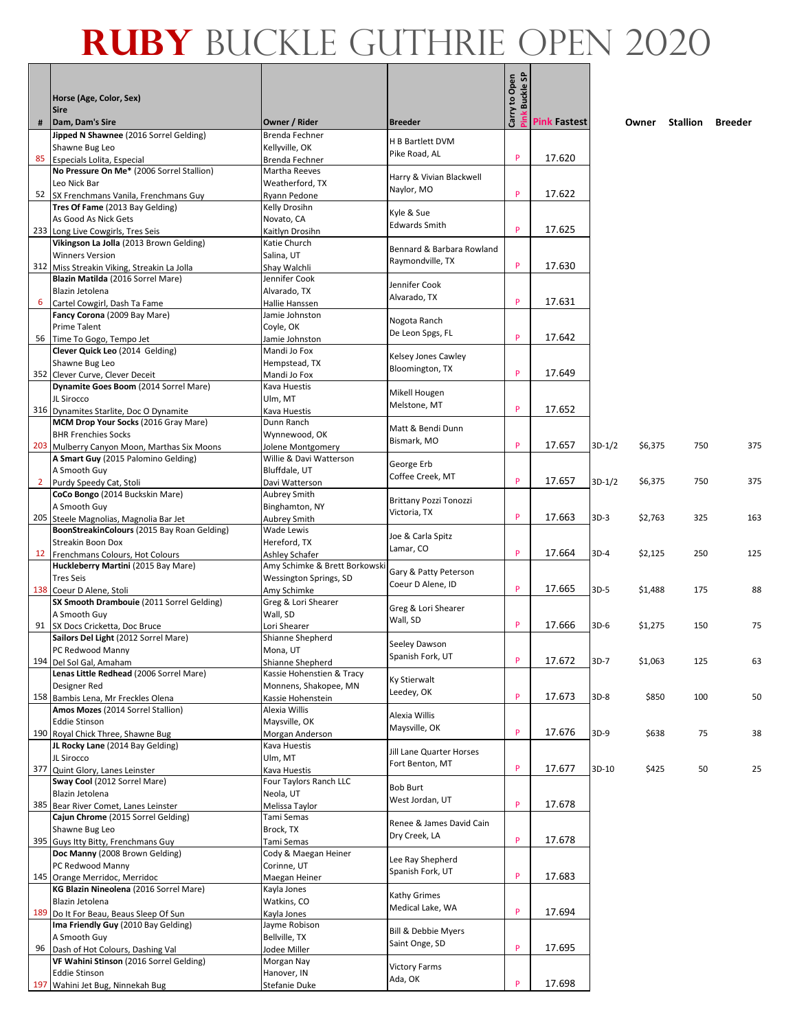# RUBY BUCKLE GUTHRIE OPEN 2020

| # | Horse (Age, Color, Sex) Sire Dam, Dam's Sire | Owner / Rider | Breeder | Carry to Open Pink Buckle SP | Pink Fastest | | Owner | Stallion | Breeder |
|---|---|---|---|---|---|---|---|---|---|
| 85 | **Jipped N Shawnee** (2016 Sorrel Gelding) Shawne Bug Leo Especials Lolita, Especial | Brenda Fechner Kellyville, OK Brenda Fechner | H B Bartlett DVM Pike Road, AL | P | 17.620 | | | | |
| 52 | **No Pressure On Me*** (2006 Sorrel Stallion) Leo Nick Bar SX Frenchmans Vanila, Frenchmans Guy | Martha Reeves Weatherford, TX Ryann Pedone | Harry & Vivian Blackwell Naylor, MO | P | 17.622 | | | | |
| 233 | **Tres Of Fame** (2013 Bay Gelding) As Good As Nick Gets Long Live Cowgirls, Tres Seis | Kelly Drosihn Novato, CA Kaitlyn Drosihn | Kyle & Sue Edwards Smith | P | 17.625 | | | | |
| 312 | **Vikingson La Jolla** (2013 Brown Gelding) Winners Version Miss Streakin Viking, Streakin La Jolla | Katie Church Salina, UT Shay Walchli | Bennard & Barbara Rowland Raymondville, TX | P | 17.630 | | | | |
| 6 | **Blazin Matilda** (2016 Sorrel Mare) Blazin Jetolena Cartel Cowgirl, Dash Ta Fame | Jennifer Cook Alvarado, TX Hallie Hanssen | Jennifer Cook Alvarado, TX | P | 17.631 | | | | |
| 56 | **Fancy Corona** (2009 Bay Mare) Prime Talent Time To Gogo, Tempo Jet | Jamie Johnston Coyle, OK Jamie Johnston | Nogota Ranch De Leon Spgs, FL | P | 17.642 | | | | |
| 352 | **Clever Quick Leo** (2014 Gelding) Shawne Bug Leo Clever Curve, Clever Deceit | Mandi Jo Fox Hempstead, TX Mandi Jo Fox | Kelsey Jones Cawley Bloomington, TX | P | 17.649 | | | | |
| 316 | **Dynamite Goes Boom** (2014 Sorrel Mare) JL Sirocco Dynamites Starlite, Doc O Dynamite | Kava Huestis Ulm, MT Kava Huestis | Mikell Hougen Melstone, MT | P | 17.652 | | | | |
| 203 | **MCM Drop Your Socks** (2016 Gray Mare) BHR Frenchies Socks Mulberry Canyon Moon, Marthas Six Moons | Dunn Ranch Wynnewood, OK Jolene Montgomery | Matt & Bendi Dunn Bismark, MO | P | 17.657 | 3D-1/2 | $6,375 | 750 | 375 |
| 2 | **A Smart Guy** (2015 Palomino Gelding) A Smooth Guy Purdy Speedy Cat, Stoli | Willie & Davi Watterson Bluffdale, UT Davi Watterson | George Erb Coffee Creek, MT | P | 17.657 | 3D-1/2 | $6,375 | 750 | 375 |
| 205 | **CoCo Bongo** (2014 Buckskin Mare) A Smooth Guy Steele Magnolias, Magnolia Bar Jet | Aubrey Smith Binghamton, NY Aubrey Smith | Brittany Pozzi Tonozzi Victoria, TX | P | 17.663 | 3D-3 | $2,763 | 325 | 163 |
| 12 | **BoonStreakinColours** (2015 Bay Roan Gelding) Streakin Boon Dox Frenchmans Colours, Hot Colours | Wade Lewis Hereford, TX Ashley Schafer | Joe & Carla Spitz Lamar, CO | P | 17.664 | 3D-4 | $2,125 | 250 | 125 |
| 138 | **Huckleberry Martini** (2015 Bay Mare) Tres Seis Coeur D Alene, Stoli | Amy Schimke & Brett Borkowski Wessington Springs, SD Amy Schimke | Gary & Patty Peterson Coeur D Alene, ID | P | 17.665 | 3D-5 | $1,488 | 175 | 88 |
| 91 | **SX Smooth Drambouie** (2011 Sorrel Gelding) A Smooth Guy SX Docs Cricketta, Doc Bruce | Greg & Lori Shearer Wall, SD Lori Shearer | Greg & Lori Shearer Wall, SD | P | 17.666 | 3D-6 | $1,275 | 150 | 75 |
| 194 | **Sailors Del Light** (2012 Sorrel Mare) PC Redwood Manny Del Sol Gal, Amaham | Shianne Shepherd Mona, UT Shianne Shepherd | Seeley Dawson Spanish Fork, UT | P | 17.672 | 3D-7 | $1,063 | 125 | 63 |
| 158 | **Lenas Little Redhead** (2006 Sorrel Mare) Designer Red Bambis Lena, Mr Freckles Olena | Kassie Hohenstien & Tracy Monnens, Shakopee, MN Kassie Hohenstein | Ky Stierwalt Leedey, OK | P | 17.673 | 3D-8 | $850 | 100 | 50 |
| 190 | **Amos Mozes** (2014 Sorrel Stallion) Eddie Stinson Royal Chick Three, Shawne Bug | Alexia Willis Maysville, OK Morgan Anderson | Alexia Willis Maysville, OK | P | 17.676 | 3D-9 | $638 | 75 | 38 |
| 377 | **JL Rocky Lane** (2014 Bay Gelding) JL Sirocco Quint Glory, Lanes Leinster | Kava Huestis Ulm, MT Kava Huestis | Jill Lane Quarter Horses Fort Benton, MT | P | 17.677 | 3D-10 | $425 | 50 | 25 |
| 385 | **Sway Cool** (2012 Sorrel Mare) Blazin Jetolena Bear River Comet, Lanes Leinster | Four Taylors Ranch LLC Neola, UT Melissa Taylor | Bob Burt West Jordan, UT | P | 17.678 | | | | |
| 395 | **Cajun Chrome** (2015 Sorrel Gelding) Shawne Bug Leo Guys Itty Bitty, Frenchmans Guy | Tami Semas Brock, TX Tami Semas | Renee & James David Cain Dry Creek, LA | P | 17.678 | | | | |
| 145 | **Doc Manny** (2008 Brown Gelding) PC Redwood Manny Orange Merridoc, Merridoc | Cody & Maegan Heiner Corinne, UT Maegan Heiner | Lee Ray Shepherd Spanish Fork, UT | P | 17.683 | | | | |
| 189 | **KG Blazin Nineolena** (2016 Sorrel Mare) Blazin Jetolena Do It For Beau, Beaus Sleep Of Sun | Kayla Jones Watkins, CO Kayla Jones | Kathy Grimes Medical Lake, WA | P | 17.694 | | | | |
| 96 | **Ima Friendly Guy** (2010 Bay Gelding) A Smooth Guy Dash of Hot Colours, Dashing Val | Jayme Robison Bellville, TX Jodee Miller | Bill & Debbie Myers Saint Onge, SD | P | 17.695 | | | | |
| 197 | **VF Wahini Stinson** (2016 Sorrel Gelding) Eddie Stinson Wahini Jet Bug, Ninnekah Bug | Morgan Nay Hanover, IN Stefanie Duke | Victory Farms Ada, OK | P | 17.698 | | | | |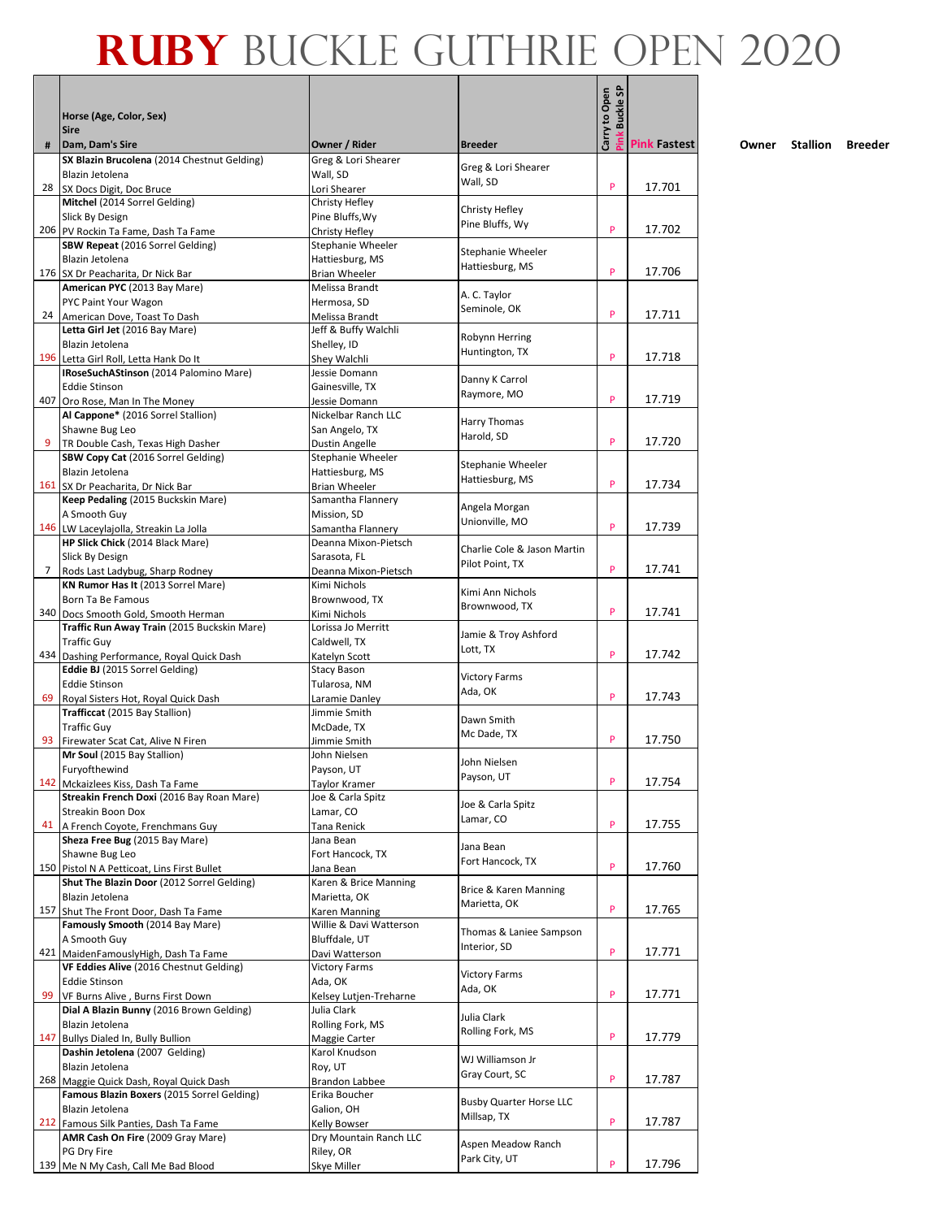# RUBY BUCKLE GUTHRIE OPEN 2020

| # | Horse (Age, Color, Sex)<br>Sire<br>Dam, Dam's Sire | Owner / Rider | Breeder | Carry to Open<br>Pink Buckle SP | Pink Fastest | Owner | Stallion | Breeder |
|---|---|---|---|---|---|---|---|---|
| 28 | **SX Blazin Brucelona** (2014 Chestnut Gelding)<br>Blazin Jetolena<br>SX Docs Digit, Doc Bruce | Greg & Lori Shearer<br>Wall, SD<br>Lori Shearer | Greg & Lori Shearer<br>Wall, SD | P | 17.701 | | | |
| 206 | **Mitchel** (2014 Sorrel Gelding)<br>Slick By Design<br>PV Rockin Ta Fame, Dash Ta Fame | Christy Hefley<br>Pine Bluffs,Wy<br>Christy Hefley | Christy Hefley<br>Pine Bluffs, Wy | P | 17.702 | | | |
| 176 | **SBW Repeat** (2016 Sorrel Gelding)<br>Blazin Jetolena<br>SX Dr Peacharita, Dr Nick Bar | Stephanie Wheeler<br>Hattiesburg, MS<br>Brian Wheeler | Stephanie Wheeler<br>Hattiesburg, MS | P | 17.706 | | | |
| 24 | **American PYC** (2013 Bay Mare)<br>PYC Paint Your Wagon<br>American Dove, Toast To Dash | Melissa Brandt<br>Hermosa, SD<br>Melissa Brandt | A. C. Taylor<br>Seminole, OK | P | 17.711 | | | |
| 196 | **Letta Girl Jet** (2016 Bay Mare)<br>Blazin Jetolena<br>Letta Girl Roll, Letta Hank Do It | Jeff & Buffy Walchli<br>Shelley, ID<br>Shey Walchli | Robynn Herring<br>Huntington, TX | P | 17.718 | | | |
| 407 | **IRoseSuchAStinson** (2014 Palomino Mare)<br>Eddie Stinson<br>Oro Rose, Man In The Money | Jessie Domann<br>Gainesville, TX<br>Jessie Domann | Danny K Carrol<br>Raymore, MO | P | 17.719 | | | |
| 9 | **Al Cappone*** (2016 Sorrel Stallion)<br>Shawne Bug Leo<br>TR Double Cash, Texas High Dasher | Nickelbar Ranch LLC<br>San Angelo, TX<br>Dustin Angelle | Harry Thomas<br>Harold, SD | P | 17.720 | | | |
| 161 | **SBW Copy Cat** (2016 Sorrel Gelding)<br>Blazin Jetolena<br>SX Dr Peacharita, Dr Nick Bar | Stephanie Wheeler<br>Hattiesburg, MS<br>Brian Wheeler | Stephanie Wheeler<br>Hattiesburg, MS | P | 17.734 | | | |
| 146 | **Keep Pedaling** (2015 Buckskin Mare)<br>A Smooth Guy<br>LW Laceylajolla, Streakin La Jolla | Samantha Flannery<br>Mission, SD<br>Samantha Flannery | Angela Morgan<br>Unionville, MO | P | 17.739 | | | |
| 7 | **HP Slick Chick** (2014 Black Mare)<br>Slick By Design<br>Rods Last Ladybug, Sharp Rodney | Deanna Mixon-Pietsch<br>Sarasota, FL<br>Deanna Mixon-Pietsch | Charlie Cole & Jason Martin<br>Pilot Point, TX | P | 17.741 | | | |
| 340 | **KN Rumor Has It** (2013 Sorrel Mare)<br>Born Ta Be Famous<br>Docs Smooth Gold, Smooth Herman | Kimi Nichols<br>Brownwood, TX<br>Kimi Nichols | Kimi Ann Nichols<br>Brownwood, TX | P | 17.741 | | | |
| 434 | **Traffic Run Away Train** (2015 Buckskin Mare)<br>Traffic Guy<br>Dashing Performance, Royal Quick Dash | Lorissa Jo Merritt<br>Caldwell, TX<br>Katelyn Scott | Jamie & Troy Ashford<br>Lott, TX | P | 17.742 | | | |
| 69 | **Eddie BJ** (2015 Sorrel Gelding)<br>Eddie Stinson<br>Royal Sisters Hot, Royal Quick Dash | Stacy Bason<br>Tularosa, NM<br>Laramie Danley | Victory Farms<br>Ada, OK | P | 17.743 | | | |
| 93 | **Trafficcat** (2015 Bay Stallion)<br>Traffic Guy<br>Firewater Scat Cat, Alive N Firen | Jimmie Smith<br>McDade, TX<br>Jimmie Smith | Dawn Smith<br>Mc Dade, TX | P | 17.750 | | | |
| 142 | **Mr Soul** (2015 Bay Stallion)<br>Furyofthewind<br>Mckaizlees Kiss, Dash Ta Fame | John Nielsen<br>Payson, UT<br>Taylor Kramer | John Nielsen<br>Payson, UT | P | 17.754 | | | |
| 41 | **Streakin French Doxi** (2016 Bay Roan Mare)<br>Streakin Boon Dox<br>A French Coyote, Frenchmans Guy | Joe & Carla Spitz<br>Lamar, CO<br>Tana Renick | Joe & Carla Spitz<br>Lamar, CO | P | 17.755 | | | |
| 150 | **Sheza Free Bug** (2015 Bay Mare)<br>Shawne Bug Leo<br>Pistol N A Petticoat, Lins First Bullet | Jana Bean<br>Fort Hancock, TX<br>Jana Bean | Jana Bean<br>Fort Hancock, TX | P | 17.760 | | | |
| 157 | **Shut The Blazin Door** (2012 Sorrel Gelding)<br>Blazin Jetolena<br>Shut The Front Door, Dash Ta Fame | Karen & Brice Manning<br>Marietta, OK<br>Karen Manning | Brice & Karen Manning<br>Marietta, OK | P | 17.765 | | | |
| 421 | **Famously Smooth** (2014 Bay Mare)<br>A Smooth Guy<br>MaidenFamouslyHigh, Dash Ta Fame | Willie & Davi Watterson<br>Bluffdale, UT<br>Davi Watterson | Thomas & Laniee Sampson<br>Interior, SD | P | 17.771 | | | |
| 99 | **VF Eddies Alive** (2016 Chestnut Gelding)<br>Eddie Stinson<br>VF Burns Alive , Burns First Down | Victory Farms<br>Ada, OK<br>Kelsey Lutjen-Treharne | Victory Farms<br>Ada, OK | P | 17.771 | | | |
| 147 | **Dial A Blazin Bunny** (2016 Brown Gelding)<br>Blazin Jetolena<br>Bullys Dialed In, Bully Bullion | Julia Clark<br>Rolling Fork, MS<br>Maggie Carter | Julia Clark<br>Rolling Fork, MS | P | 17.779 | | | |
| 268 | **Dashin Jetolena** (2007 Gelding)<br>Blazin Jetolena<br>Maggie Quick Dash, Royal Quick Dash | Karol Knudson<br>Roy, UT<br>Brandon Labbee | WJ Williamson Jr<br>Gray Court, SC | P | 17.787 | | | |
| 212 | **Famous Blazin Boxers** (2015 Sorrel Gelding)<br>Blazin Jetolena<br>Famous Silk Panties, Dash Ta Fame | Erika Boucher<br>Galion, OH<br>Kelly Bowser | Busby Quarter Horse LLC<br>Millsap, TX | P | 17.787 | | | |
| 139 | **AMR Cash On Fire** (2009 Gray Mare)<br>PG Dry Fire<br>Me N My Cash, Call Me Bad Blood | Dry Mountain Ranch LLC<br>Riley, OR<br>Skye Miller | Aspen Meadow Ranch<br>Park City, UT | P | 17.796 | | | |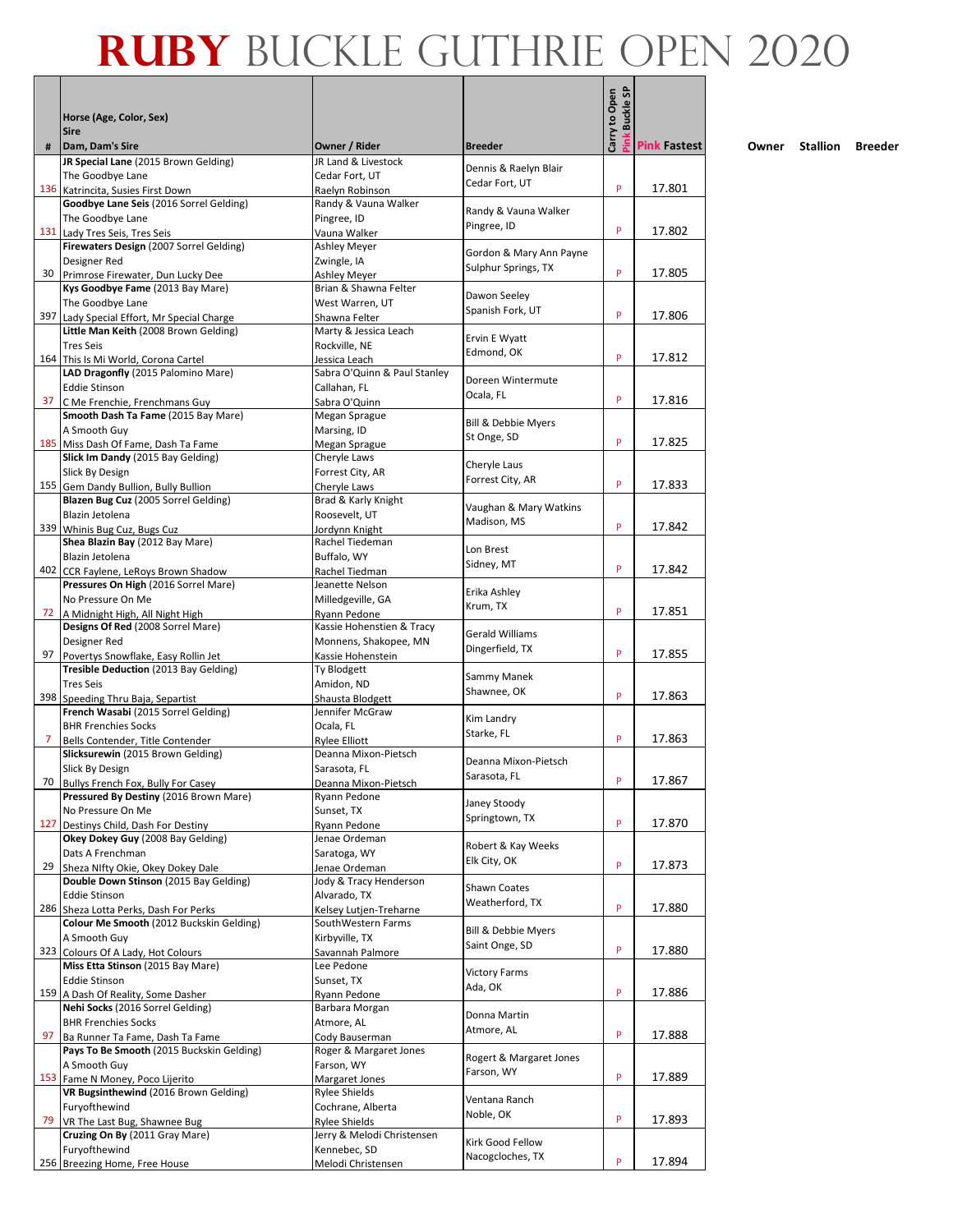# RUBY BUCKLE GUTHRIE OPEN 2020

| # | Horse (Age, Color, Sex)<br>Sire<br>Dam, Dam's Sire | Owner / Rider | Breeder | Carry to Open<br>Pink Buckle SP | Pink Fastest | Owner | Stallion | Breeder |
|---|---|---|---|---|---|---|---|---|
| 136 | **JR Special Lane** (2015 Brown Gelding)<br>The Goodbye Lane<br>Katrincita, Susies First Down | JR Land & Livestock<br>Cedar Fort, UT<br>Raelyn Robinson | Dennis & Raelyn Blair<br>Cedar Fort, UT | P | 17.801 | | | |
| 131 | **Goodbye Lane Seis** (2016 Sorrel Gelding)<br>The Goodbye Lane<br>Lady Tres Seis, Tres Seis | Randy & Vauna Walker<br>Pingree, ID<br>Vauna Walker | Randy & Vauna Walker<br>Pingree, ID | P | 17.802 | | | |
| 30 | **Firewaters Design** (2007 Sorrel Gelding)<br>Designer Red<br>Primrose Firewater, Dun Lucky Dee | Ashley Meyer<br>Zwingle, IA<br>Ashley Meyer | Gordon & Mary Ann Payne<br>Sulphur Springs, TX | P | 17.805 | | | |
| 397 | **Kys Goodbye Fame** (2013 Bay Mare)<br>The Goodbye Lane<br>Lady Special Effort, Mr Special Charge | Brian & Shawna Felter<br>West Warren, UT<br>Shawna Felter | Dawon Seeley<br>Spanish Fork, UT | P | 17.806 | | | |
| 164 | **Little Man Keith** (2008 Brown Gelding)<br>Tres Seis<br>This Is Mi World, Corona Cartel | Marty & Jessica Leach<br>Rockville, NE<br>Jessica Leach | Ervin E Wyatt<br>Edmond, OK | P | 17.812 | | | |
| 37 | **LAD Dragonfly** (2015 Palomino Mare)<br>Eddie Stinson<br>C Me Frenchie, Frenchmans Guy | Sabra O'Quinn & Paul Stanley<br>Callahan, FL<br>Sabra O'Quinn | Doreen Wintermute<br>Ocala, FL | P | 17.816 | | | |
| 185 | **Smooth Dash Ta Fame** (2015 Bay Mare)<br>A Smooth Guy<br>Miss Dash Of Fame, Dash Ta Fame | Megan Sprague<br>Marsing, ID<br>Megan Sprague | Bill & Debbie Myers<br>St Onge, SD | P | 17.825 | | | |
| 155 | **Slick Im Dandy** (2015 Bay Gelding)<br>Slick By Design<br>Gem Dandy Bullion, Bully Bullion | Cheryle Laws<br>Forrest City, AR<br>Cheryle Laws | Cheryle Laus<br>Forrest City, AR | P | 17.833 | | | |
| 339 | **Blazen Bug Cuz** (2005 Sorrel Gelding)<br>Blazin Jetolena<br>Whinis Bug Cuz, Bugs Cuz | Brad & Karly Knight<br>Roosevelt, UT<br>Jordynn Knight | Vaughan & Mary Watkins<br>Madison, MS | P | 17.842 | | | |
| 402 | **Shea Blazin Bay** (2012 Bay Mare)<br>Blazin Jetolena<br>CCR Faylene, LeRoys Brown Shadow | Rachel Tiedeman<br>Buffalo, WY<br>Rachel Tiedman | Lon Brest<br>Sidney, MT | P | 17.842 | | | |
| 72 | **Pressures On High** (2016 Sorrel Mare)<br>No Pressure On Me<br>A Midnight High, All Night High | Jeanette Nelson<br>Milledgeville, GA<br>Ryann Pedone | Erika Ashley<br>Krum, TX | P | 17.851 | | | |
| 97 | **Designs Of Red** (2008 Sorrel Mare)<br>Designer Red<br>Povertys Snowflake, Easy Rollin Jet | Kassie Hohenstien & Tracy<br>Monnens, Shakopee, MN<br>Kassie Hohenstein | Gerald Williams<br>Dingerfield, TX | P | 17.855 | | | |
| 398 | **Tresible Deduction** (2013 Bay Gelding)<br>Tres Seis<br>Speeding Thru Baja, Separtist | Ty Blodgett<br>Amidon, ND<br>Shausta Blodgett | Sammy Manek<br>Shawnee, OK | P | 17.863 | | | |
| 7 | **French Wasabi** (2015 Sorrel Gelding)<br>BHR Frenchies Socks<br>Bells Contender, Title Contender | Jennifer McGraw<br>Ocala, FL<br>Rylee Elliott | Kim Landry<br>Starke, FL | P | 17.863 | | | |
| 70 | **Slicksurewin** (2015 Brown Gelding)<br>Slick By Design<br>Bullys French Fox, Bully For Casey | Deanna Mixon-Pietsch<br>Sarasota, FL<br>Deanna Mixon-Pietsch | Deanna Mixon-Pietsch<br>Sarasota, FL | P | 17.867 | | | |
| 127 | **Pressured By Destiny** (2016 Brown Mare)<br>No Pressure On Me<br>Destinys Child, Dash For Destiny | Ryann Pedone<br>Sunset, TX<br>Ryann Pedone | Janey Stoody<br>Springtown, TX | P | 17.870 | | | |
| 29 | **Okey Dokey Guy** (2008 Bay Gelding)<br>Dats A Frenchman<br>Sheza NIfty Okie, Okey Dokey Dale | Jenae Ordeman<br>Saratoga, WY<br>Jenae Ordeman | Robert & Kay Weeks<br>Elk City, OK | P | 17.873 | | | |
| 286 | **Double Down Stinson** (2015 Bay Gelding)<br>Eddie Stinson<br>Sheza Lotta Perks, Dash For Perks | Jody & Tracy Henderson<br>Alvarado, TX<br>Kelsey Lutjen-Treharne | Shawn Coates<br>Weatherford, TX | P | 17.880 | | | |
| 323 | **Colour Me Smooth** (2012 Buckskin Gelding)<br>A Smooth Guy<br>Colours Of A Lady, Hot Colours | SouthWestern Farms<br>Kirbyville, TX<br>Savannah Palmore | Bill & Debbie Myers<br>Saint Onge, SD | P | 17.880 | | | |
| 159 | **Miss Etta Stinson** (2015 Bay Mare)<br>Eddie Stinson<br>A Dash Of Reality, Some Dasher | Lee Pedone<br>Sunset, TX<br>Ryann Pedone | Victory Farms<br>Ada, OK | P | 17.886 | | | |
| 97 | **Nehi Socks** (2016 Sorrel Gelding)<br>BHR Frenchies Socks<br>Ba Runner Ta Fame, Dash Ta Fame | Barbara Morgan<br>Atmore, AL<br>Cody Bauserman | Donna Martin<br>Atmore, AL | P | 17.888 | | | |
| 153 | **Pays To Be Smooth** (2015 Buckskin Gelding)<br>A Smooth Guy<br>Fame N Money, Poco Lijerito | Roger & Margaret Jones<br>Farson, WY<br>Margaret Jones | Rogert & Margaret Jones<br>Farson, WY | P | 17.889 | | | |
| 79 | **VR Bugsinthewind** (2016 Brown Gelding)<br>Furyofthewind<br>VR The Last Bug, Shawnee Bug | Rylee Shields<br>Cochrane, Alberta<br>Rylee Shields | Ventana Ranch<br>Noble, OK | P | 17.893 | | | |
| 256 | **Cruzing On By** (2011 Gray Mare)<br>Furyofthewind<br>Breezing Home, Free House | Jerry & Melodi Christensen<br>Kennebec, SD<br>Melodi Christensen | Kirk Good Fellow<br>Nacogcloches, TX | P | 17.894 | | | |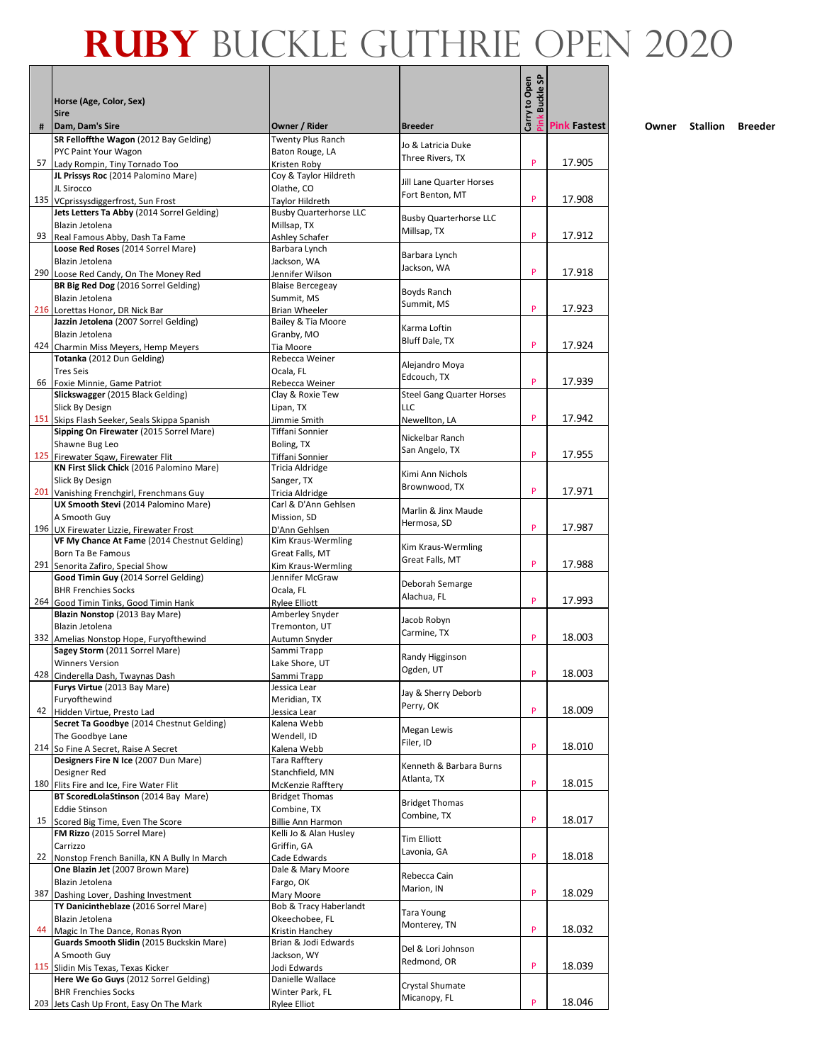# RUBY BUCKLE GUTHRIE OPEN 2020

| # | Horse (Age, Color, Sex) Sire Dam, Dam's Sire | Owner / Rider | Breeder | Carry to Open | Pink Buckle SP | Pink Fastest | Owner | Stallion | Breeder |
|---|---|---|---|---|---|---|---|---|---|
| 57 | **SR Felloffthe Wagon** (2012 Bay Gelding) PYC Paint Your Wagon Lady Rompin, Tiny Tornado Too | Twenty Plus Ranch Baton Rouge, LA Kristen Roby | Jo & Latricia Duke Three Rivers, TX | | P | 17.905 | | | |
| 135 | **JL Prissys Roc** (2014 Palomino Mare) JL Sirocco VCprissysdiggerfrost, Sun Frost | Coy & Taylor Hildreth Olathe, CO Taylor Hildreth | Jill Lane Quarter Horses Fort Benton, MT | | P | 17.908 | | | |
| 93 | **Jets Letters Ta Abby** (2014 Sorrel Gelding) Blazin Jetolena Real Famous Abby, Dash Ta Fame | Busby Quarterhorse LLC Millsap, TX Ashley Schafer | Busby Quarterhorse LLC Millsap, TX | | P | 17.912 | | | |
| 290 | **Loose Red Roses** (2014 Sorrel Mare) Blazin Jetolena Loose Red Candy, On The Money Red | Barbara Lynch Jackson, WA Jennifer Wilson | Barbara Lynch Jackson, WA | | P | 17.918 | | | |
| 216 | **BR Big Red Dog** (2016 Sorrel Gelding) Blazin Jetolena Lorettas Honor, DR Nick Bar | Blaise Bercegeay Summit, MS Brian Wheeler | Boyds Ranch Summit, MS | | P | 17.923 | | | |
| 424 | **Jazzin Jetolena** (2007 Sorrel Gelding) Blazin Jetolena Charmin Miss Meyers, Hemp Meyers | Bailey & Tia Moore Granby, MO Tia Moore | Karma Loftin Bluff Dale, TX | | P | 17.924 | | | |
| 66 | **Totanka** (2012 Dun Gelding) Tres Seis Foxie Minnie, Game Patriot | Rebecca Weiner Ocala, FL Rebecca Weiner | Alejandro Moya Edcouch, TX | | P | 17.939 | | | |
| 151 | **Slickswagger** (2015 Black Gelding) Slick By Design Skips Flash Seeker, Seals Skippa Spanish | Clay & Roxie Tew Lipan, TX Jimmie Smith | Steel Gang Quarter Horses LLC Newellton, LA | | P | 17.942 | | | |
| 125 | **Sipping On Firewater** (2015 Sorrel Mare) Shawne Bug Leo Firewater Sqaw, Firewater Flit | Tiffani Sonnier Boling, TX Tiffani Sonnier | Nickelbar Ranch San Angelo, TX | | P | 17.955 | | | |
| 201 | **KN First Slick Chick** (2016 Palomino Mare) Slick By Design Vanishing Frenchgirl, Frenchmans Guy | Tricia Aldridge Sanger, TX Tricia Aldridge | Kimi Ann Nichols Brownwood, TX | | P | 17.971 | | | |
| 196 | **UX Smooth Stevi** (2014 Palomino Mare) A Smooth Guy UX Firewater Lizzie, Firewater Frost | Carl & D'Ann Gehlsen Mission, SD D'Ann Gehlsen | Marlin & Jinx Maude Hermosa, SD | | P | 17.987 | | | |
| 291 | **VF My Chance At Fame** (2014 Chestnut Gelding) Born Ta Be Famous Senorita Zafiro, Special Show | Kim Kraus-Wermling Great Falls, MT Kim Kraus-Wermling | Kim Kraus-Wermling Great Falls, MT | | P | 17.988 | | | |
| 264 | **Good Timin Guy** (2014 Sorrel Gelding) BHR Frenchies Socks Good Timin Tinks, Good Timin Hank | Jennifer McGraw Ocala, FL Rylee Elliott | Deborah Semarge Alachua, FL | | P | 17.993 | | | |
| 332 | **Blazin Nonstop** (2013 Bay Mare) Blazin Jetolena Amelias Nonstop Hope, Furyofthewind | Amberley Snyder Tremonton, UT Autumn Snyder | Jacob Robyn Carmine, TX | | P | 18.003 | | | |
| 428 | **Sagey Storm** (2011 Sorrel Mare) Winners Version Cinderella Dash, Twaynas Dash | Sammi Trapp Lake Shore, UT Sammi Trapp | Randy Higginson Ogden, UT | | P | 18.003 | | | |
| 42 | **Furys Virtue** (2013 Bay Mare) Furyofthewind Hidden Virtue, Presto Lad | Jessica Lear Meridian, TX Jessica Lear | Jay & Sherry Deborb Perry, OK | | P | 18.009 | | | |
| 214 | **Secret Ta Goodbye** (2014 Chestnut Gelding) The Goodbye Lane So Fine A Secret, Raise A Secret | Kalena Webb Wendell, ID Kalena Webb | Megan Lewis Filer, ID | | P | 18.010 | | | |
| 180 | **Designers Fire N Ice** (2007 Dun Mare) Designer Red Flits Fire and Ice, Fire Water Flit | Tara Rafftery Stanchfield, MN McKenzie Rafftery | Kenneth & Barbara Burns Atlanta, TX | | P | 18.015 | | | |
| 15 | **BT ScoredLolaStinson** (2014 Bay Mare) Eddie Stinson Scored Big Time, Even The Score | Bridget Thomas Combine, TX Billie Ann Harmon | Bridget Thomas Combine, TX | | P | 18.017 | | | |
| 22 | **FM Rizzo** (2015 Sorrel Mare) Carrizzo Nonstop French Banilla, KN A Bully In March | Kelli Jo & Alan Husley Griffin, GA Cade Edwards | Tim Elliott Lavonia, GA | | P | 18.018 | | | |
| 387 | **One Blazin Jet** (2007 Brown Mare) Blazin Jetolena Dashing Lover, Dashing Investment | Dale & Mary Moore Fargo, OK Mary Moore | Rebecca Cain Marion, IN | | P | 18.029 | | | |
| 44 | **TY Danicintheblaze** (2016 Sorrel Mare) Blazin Jetolena Magic In The Dance, Ronas Ryon | Bob & Tracy Haberlandt Okeechobee, FL Kristin Hanchey | Tara Young Monterey, TN | | P | 18.032 | | | |
| 115 | **Guards Smooth Slidin** (2015 Buckskin Mare) A Smooth Guy Slidin Mis Texas, Texas Kicker | Brian & Jodi Edwards Jackson, WY Jodi Edwards | Del & Lori Johnson Redmond, OR | | P | 18.039 | | | |
| 203 | **Here We Go Guys** (2012 Sorrel Gelding) BHR Frenchies Socks Jets Cash Up Front, Easy On The Mark | Danielle Wallace Winter Park, FL Rylee Elliot | Crystal Shumate Micanopy, FL | | P | 18.046 | | | |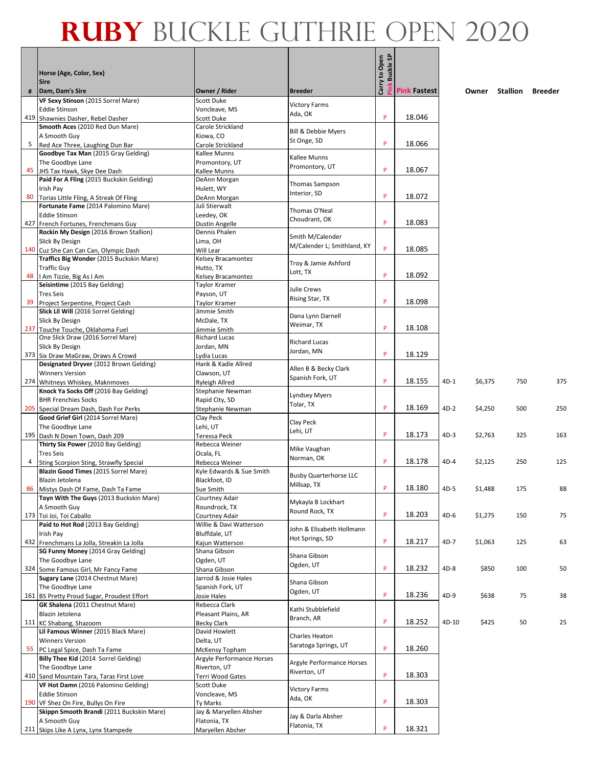# RUBY BUCKLE GUTHRIE OPEN 2020

| # | Horse (Age, Color, Sex) / Sire / Dam, Dam's Sire | Owner / Rider | Breeder | Carry to Open / Pink Buckle SP | Pink Fastest | | Owner | Stallion | Breeder |
|---|---|---|---|---|---|---|---|---|---|
| 419 | **VF Sexy Stinson** (2015 Sorrel Mare) Eddie Stinson Shawnies Dasher, Rebel Dasher | Scott Duke Voncleave, MS Scott Duke | Victory Farms Ada, OK | P | 18.046 | | | | |
| 5 | **Smooth Aces** (2010 Red Dun Mare) A Smooth Guy Red Ace Three, Laughing Dun Bar | Carole Strickland Kiowa, CO Carole Strickland | Bill & Debbie Myers St Onge, SD | P | 18.066 | | | | |
| 45 | **Goodbye Tax Man** (2015 Gray Gelding) The Goodbye Lane JHS Tax Hawk, Skye Dee Dash | Kallee Munns Promontory, UT Kallee Munns | Kallee Munns Promontory, UT | P | 18.067 | | | | |
| 80 | **Paid For A Fling** (2015 Buckskin Gelding) Irish Pay Torias Little Fling, A Streak Of Fling | DeAnn Morgan Hulett, WY DeAnn Morgan | Thomas Sampson Interior, SD | P | 18.072 | | | | |
| 427 | **Fortunate Fame** (2014 Palomino Mare) Eddie Stinson French Fortunes, Frenchmans Guy | Juli Stierwalt Leedey, OK Dustin Angelle | Thomas O'Neal Choudrant, OK | P | 18.083 | | | | |
| 140 | **Rockin My Design** (2016 Brown Stallion) Slick By Design Cuz She Can Can Can, Olympic Dash | Dennis Phalen Lima, OH Will Lear | Smith M/Calender M/Calender L; Smithland, KY | P | 18.085 | | | | |
| 48 | **Traffics Big Wonder** (2015 Buckskin Mare) Traffic Guy I Am Tizzie, Big As I Am | Kelsey Bracamontez Hutto, TX Kelsey Bracamontez | Troy & Jamie Ashford Lott, TX | P | 18.092 | | | | |
| 39 | **Seisintime** (2015 Bay Gelding) Tres Seis Project Serpentine, Project Cash | Taylor Kramer Payson, UT Taylor Kramer | Julie Crews Rising Star, TX | P | 18.098 | | | | |
| 237 | **Slick Lil Will** (2016 Sorrel Gelding) Slick By Design Touche Touche, Oklahoma Fuel | Jimmie Smith McDale, TX Jimmie Smith | Dana Lynn Darnell Weimar, TX | P | 18.108 | | | | |
| 373 | **One Slick Draw** (2016 Sorrel Mare) Slick By Design Six Draw MaGraw, Draws A Crowd | Richard Lucas Jordan, MN Lydia Lucas | Richard Lucas Jordan, MN | P | 18.129 | | | | |
| 274 | **Designated Dryver** (2012 Brown Gelding) Winners Version Whitneys Whiskey, Maknmoves | Hank & Kadie Allred Clawson, UT Ryleigh Allred | Allen B & Becky Clark Spanish Fork, UT | P | 18.155 | 4D-1 | $6,375 | 750 | 375 |
| 205 | **Knock Ya Socks Off** (2016 Bay Gelding) BHR Frenchies Socks Special Dream Dash, Dash For Perks | Stephanie Newman Rapid City, SD Stephanie Newman | Lyndsey Myers Tolar, TX | P | 18.169 | 4D-2 | $4,250 | 500 | 250 |
| 195 | **Good Grief Girl** (2014 Sorrel Mare) The Goodbye Lane Dash N Down Town, Dash 209 | Clay Peck Lehi, UT Teressa Peck | Clay Peck Lehi, UT | P | 18.173 | 4D-3 | $2,763 | 325 | 163 |
| 4 | **Thirty Six Power** (2010 Bay Gelding) Tres Seis Sting Scorpion Sting, Strawfly Special | Rebecca Weiner Ocala, FL Rebecca Weiner | Mike Vaughan Norman, OK | P | 18.178 | 4D-4 | $2,125 | 250 | 125 |
| 86 | **Blazin Good Times** (2015 Sorrel Mare) Blazin Jetolena Mistys Dash Of Fame, Dash Ta Fame | Kyle Edwards & Sue Smith Blackfoot, ID Sue Smith | Busby Quarterhorse LLC Millsap, TX | P | 18.180 | 4D-5 | $1,488 | 175 | 88 |
| 173 | **Toyn With The Guys** (2013 Buckskin Mare) A Smooth Guy Toi Joi, Toi Caballo | Courtney Adair Roundrock, TX Courtney Adair | Mykayla B Lockhart Round Rock, TX | P | 18.203 | 4D-6 | $1,275 | 150 | 75 |
| 432 | **Paid to Hot Rod** (2013 Bay Gelding) Irish Pay Frenchmans La Jolla, Streakin La Jolla | Willie & Davi Watterson Bluffdale, UT Kajun Watterson | John & Elisabeth Hollmann Hot Springs, SD | P | 18.217 | 4D-7 | $1,063 | 125 | 63 |
| 324 | **SG Funny Money** (2014 Gray Gelding) The Goodbye Lane Some Famous Girl, Mr Fancy Fame | Shana Gibson Ogden, UT Shana Gibson | Shana Gibson Ogden, UT | P | 18.232 | 4D-8 | $850 | 100 | 50 |
| 161 | **Sugary Lane** (2014 Chestnut Mare) The Goodbye Lane BS Pretty Proud Sugar, Proudest Effort | Jarrod & Josie Hales Spanish Fork, UT Josie Hales | Shana Gibson Ogden, UT | P | 18.236 | 4D-9 | $638 | 75 | 38 |
| 111 | **GK Shalena** (2011 Chestnut Mare) Blazin Jetolena KC Shabang, Shazoom | Rebecca Clark Pleasant Plains, AR Becky Clark | Kathi Stubblefield Branch, AR | P | 18.252 | 4D-10 | $425 | 50 | 25 |
| 55 | **Lil Famous Winner** (2015 Black Mare) Winners Version PC Legal Spice, Dash Ta Fame | David Howlett Delta, UT McKensy Topham | Charles Heaton Saratoga Springs, UT | P | 18.260 | | | | |
| 410 | **Billy Thee Kid** (2014 Sorrel Gelding) The Goodbye Lane Sand Mountain Tara, Taras First Love | Argyle Performance Horses Riverton, UT Terri Wood Gates | Argyle Performance Horses Riverton, UT | P | 18.303 | | | | |
| 190 | **VF Hot Damn** (2016 Palomino Gelding) Eddie Stinson VF Shez On Fire, Bullys On Fire | Scott Duke Voncleave, MS Ty Marks | Victory Farms Ada, OK | P | 18.303 | | | | |
| 211 | **Skippn Smooth Brandi** (2011 Buckskin Mare) A Smooth Guy Skips Like A Lynx, Lynx Stampede | Jay & Maryellen Absher Flatonia, TX Maryellen Absher | Jay & Darla Absher Flatonia, TX | P | 18.321 | | | | |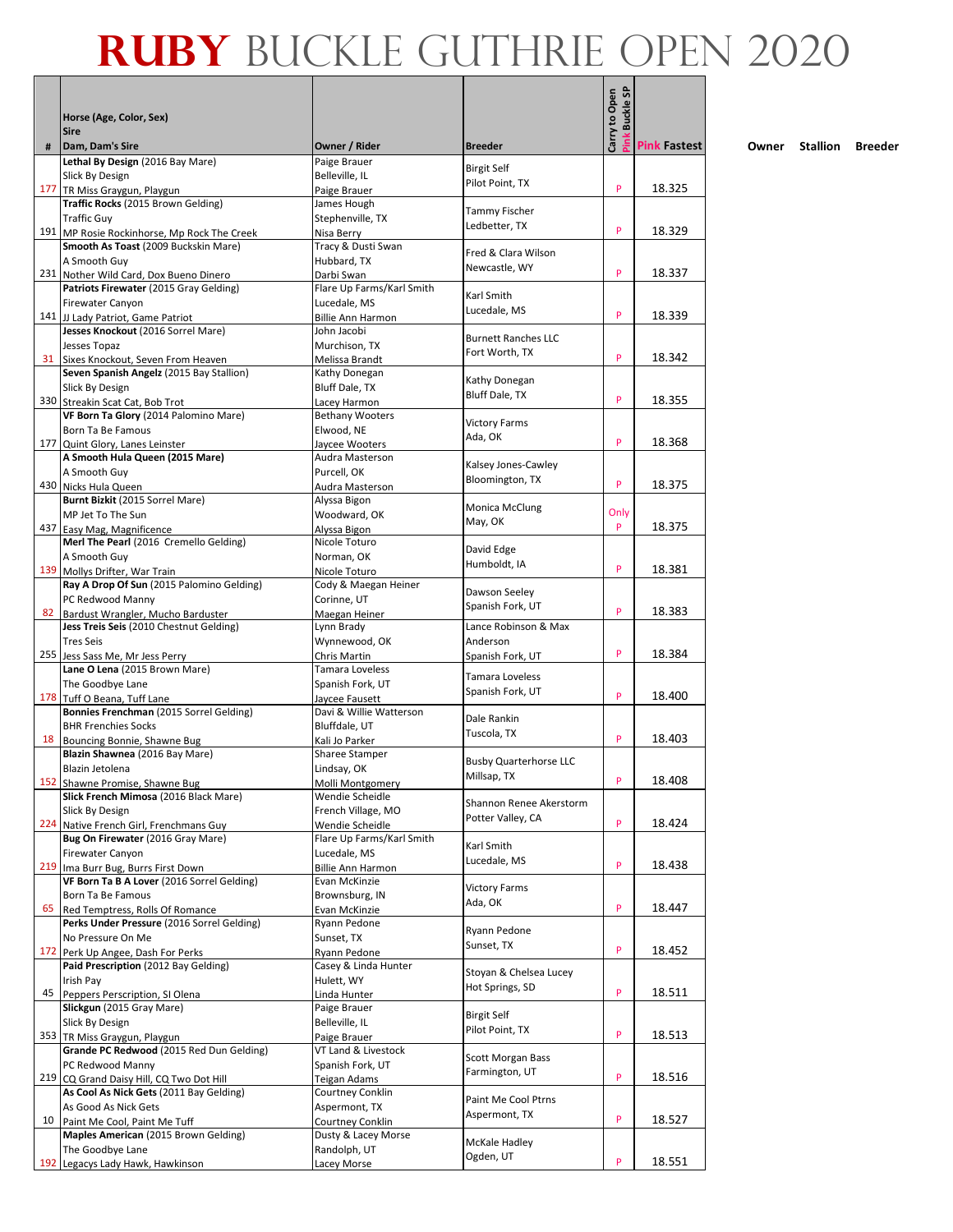# RUBY BUCKLE GUTHRIE OPEN 2020

| # | Horse (Age, Color, Sex)<br>Sire<br>Dam, Dam's Sire | Owner / Rider | Breeder | Carry to Open<br>Pink Buckle SP | Pink Fastest | Owner | Stallion | Breeder |
|---|---|---|---|---|---|---|---|---|
| 177 | **Lethal By Design** (2016 Bay Mare)<br>Slick By Design<br>TR Miss Graygun, Playgun | Paige Brauer<br>Belleville, IL<br>Paige Brauer | Birgit Self<br>Pilot Point, TX | P | 18.325 | | | |
| 191 | **Traffic Rocks** (2015 Brown Gelding)<br>Traffic Guy<br>MP Rosie Rockinhorse, Mp Rock The Creek | James Hough<br>Stephenville, TX<br>Nisa Berry | Tammy Fischer<br>Ledbetter, TX | P | 18.329 | | | |
| 231 | **Smooth As Toast** (2009 Buckskin Mare)<br>A Smooth Guy<br>Nother Wild Card, Dox Bueno Dinero | Tracy & Dusti Swan<br>Hubbard, TX<br>Darbi Swan | Fred & Clara Wilson<br>Newcastle, WY | P | 18.337 | | | |
| 141 | **Patriots Firewater** (2015 Gray Gelding)<br>Firewater Canyon<br>JJ Lady Patriot, Game Patriot | Flare Up Farms/Karl Smith<br>Lucedale, MS<br>Billie Ann Harmon | Karl Smith<br>Lucedale, MS | P | 18.339 | | | |
| 31 | **Jesses Knockout** (2016 Sorrel Mare)<br>Jesses Topaz<br>Sixes Knockout, Seven From Heaven | John Jacobi<br>Murchison, TX<br>Melissa Brandt | Burnett Ranches LLC<br>Fort Worth, TX | P | 18.342 | | | |
| 330 | **Seven Spanish Angelz** (2015 Bay Stallion)<br>Slick By Design<br>Streakin Scat Cat, Bob Trot | Kathy Donegan<br>Bluff Dale, TX<br>Lacey Harmon | Kathy Donegan<br>Bluff Dale, TX | P | 18.355 | | | |
| 177 | **VF Born Ta Glory** (2014 Palomino Mare)<br>Born Ta Be Famous<br>Quint Glory, Lanes Leinster | Bethany Wooters<br>Elwood, NE<br>Jaycee Wooters | Victory Farms<br>Ada, OK | P | 18.368 | | | |
| 430 | **A Smooth Hula Queen (2015 Mare)**<br>A Smooth Guy<br>Nicks Hula Queen | Audra Masterson<br>Purcell, OK<br>Audra Masterson | Kalsey Jones-Cawley<br>Bloomington, TX | P | 18.375 | | | |
| 437 | **Burnt Bizkit** (2015 Sorrel Mare)<br>MP Jet To The Sun<br>Easy Mag, Magnificence | Alyssa Bigon<br>Woodward, OK<br>Alyssa Bigon | Monica McClung<br>May, OK | Only<br>P | 18.375 | | | |
| 139 | **Merl The Pearl** (2016 Cremello Gelding)<br>A Smooth Guy<br>Mollys Drifter, War Train | Nicole Toturo<br>Norman, OK<br>Nicole Toturo | David Edge<br>Humboldt, IA | P | 18.381 | | | |
| 82 | **Ray A Drop Of Sun** (2015 Palomino Gelding)<br>PC Redwood Manny<br>Bardust Wrangler, Mucho Barduster | Cody & Maegan Heiner<br>Corinne, UT<br>Maegan Heiner | Dawson Seeley<br>Spanish Fork, UT | P | 18.383 | | | |
| 255 | **Jess Treis Seis** (2010 Chestnut Gelding)<br>Tres Seis<br>Jess Sass Me, Mr Jess Perry | Lynn Brady<br>Wynnewood, OK<br>Chris Martin | Lance Robinson & Max Anderson<br>Spanish Fork, UT | P | 18.384 | | | |
| 178 | **Lane O Lena** (2015 Brown Mare)<br>The Goodbye Lane<br>Tuff O Beana, Tuff Lane | Tamara Loveless<br>Spanish Fork, UT<br>Jaycee Fausett | Tamara Loveless<br>Spanish Fork, UT | P | 18.400 | | | |
| 18 | **Bonnies Frenchman** (2015 Sorrel Gelding)<br>BHR Frenchies Socks<br>Bouncing Bonnie, Shawne Bug | Davi & Willie Watterson<br>Bluffdale, UT<br>Kali Jo Parker | Dale Rankin<br>Tuscola, TX | P | 18.403 | | | |
| 152 | **Blazin Shawnea** (2016 Bay Mare)<br>Blazin Jetolena<br>Shawne Promise, Shawne Bug | Sharee Stamper<br>Lindsay, OK<br>Molli Montgomery | Busby Quarterhorse LLC<br>Millsap, TX | P | 18.408 | | | |
| 224 | **Slick French Mimosa** (2016 Black Mare)<br>Slick By Design<br>Native French Girl, Frenchmans Guy | Wendie Scheidle<br>French Village, MO<br>Wendie Scheidle | Shannon Renee Akerstorm<br>Potter Valley, CA | P | 18.424 | | | |
| 219 | **Bug On Firewater** (2016 Gray Mare)<br>Firewater Canyon<br>Ima Burr Bug, Burrs First Down | Flare Up Farms/Karl Smith<br>Lucedale, MS<br>Billie Ann Harmon | Karl Smith<br>Lucedale, MS | P | 18.438 | | | |
| 65 | **VF Born Ta B A Lover** (2016 Sorrel Gelding)<br>Born Ta Be Famous<br>Red Temptress, Rolls Of Romance | Evan McKinzie<br>Brownsburg, IN<br>Evan McKinzie | Victory Farms<br>Ada, OK | P | 18.447 | | | |
| 172 | **Perks Under Pressure** (2016 Sorrel Gelding)<br>No Pressure On Me<br>Perk Up Angee, Dash For Perks | Ryann Pedone<br>Sunset, TX<br>Ryann Pedone | Ryann Pedone<br>Sunset, TX | P | 18.452 | | | |
| 45 | **Paid Prescription** (2012 Bay Gelding)<br>Irish Pay<br>Peppers Perscription, Sl Olena | Casey & Linda Hunter<br>Hulett, WY<br>Linda Hunter | Stoyan & Chelsea Lucey<br>Hot Springs, SD | P | 18.511 | | | |
| 353 | **Slickgun** (2015 Gray Mare)<br>Slick By Design<br>TR Miss Graygun, Playgun | Paige Brauer<br>Belleville, IL<br>Paige Brauer | Birgit Self<br>Pilot Point, TX | P | 18.513 | | | |
| 219 | **Grande PC Redwood** (2015 Red Dun Gelding)<br>PC Redwood Manny<br>CQ Grand Daisy Hill, CQ Two Dot Hill | VT Land & Livestock<br>Spanish Fork, UT<br>Teigan Adams | Scott Morgan Bass<br>Farmington, UT | P | 18.516 | | | |
| 10 | **As Cool As Nick Gets** (2011 Bay Gelding)<br>As Good As Nick Gets<br>Paint Me Cool, Paint Me Tuff | Courtney Conklin<br>Aspermont, TX<br>Courtney Conklin | Paint Me Cool Ptrns<br>Aspermont, TX | P | 18.527 | | | |
| 192 | **Maples American** (2015 Brown Gelding)<br>The Goodbye Lane<br>Legacys Lady Hawk, Hawkinson | Dusty & Lacey Morse<br>Randolph, UT<br>Lacey Morse | McKale Hadley<br>Ogden, UT | P | 18.551 | | | |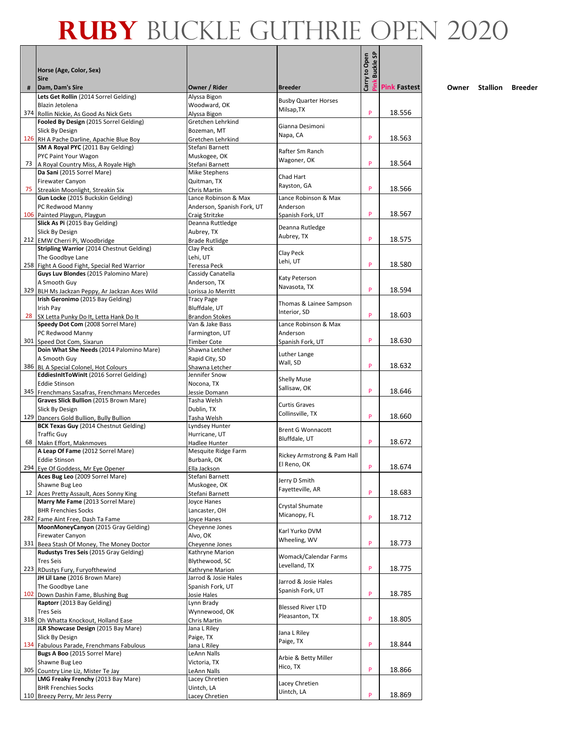# RUBY BUCKLE GUTHRIE OPEN 2020

| # | Horse (Age, Color, Sex)<br>Sire<br>Dam, Dam's Sire | Owner / Rider | Breeder | Carry to Open | Pink Buckle SP | Pink Fastest | Owner | Stallion | Breeder |
|---|---|---|---|---|---|---|---|---|---|
| 374 | **Lets Get Rollin** (2014 Sorrel Gelding)<br>Blazin Jetolena<br>Rollin Nickie, As Good As Nick Gets | Alyssa Bigon<br>Woodward, OK<br>Alyssa Bigon | Busby Quarter Horses<br>Milsap,TX | | P | 18.556 | | | |
| 126 | **Fooled By Design** (2015 Sorrel Gelding)<br>Slick By Design<br>RH A Pache Darline, Apache Blue Boy | Gretchen Lehrkind<br>Bozeman, MT<br>Gretchen Lehrkind | Gianna Desimoni<br>Napa, CA | | P | 18.563 | | | |
| 73 | **SM A Royal PYC** (2011 Bay Gelding)<br>PYC Paint Your Wagon<br>A Royal Country Miss, A Royale High | Stefani Barnett<br>Muskogee, OK<br>Stefani Barnett | Rafter Sm Ranch<br>Wagoner, OK | | P | 18.564 | | | |
| 75 | **Da Sani** (2015 Sorrel Mare)<br>Firewater Canyon<br>Streakin Moonlight, Streakin Six | Mike Stephens<br>Quitman, TX<br>Chris Martin | Chad Hart<br>Rayston, GA | | P | 18.566 | | | |
| 106 | **Gun Locke** (2015 Buckskin Gelding)<br>PC Redwood Manny<br>Painted Playgun, Playgun | Lance Robinson & Max<br>Anderson, Spanish Fork, UT<br>Craig Stritzke | Lance Robinson & Max<br>Anderson<br>Spanish Fork, UT | | P | 18.567 | | | |
| 212 | **Slick As Pi** (2015 Bay Gelding)<br>Slick By Design<br>EMW Cherri Pi, Woodbridge | Deanna Ruttledge<br>Aubrey, TX<br>Brade Rutlidge | Deanna Rutledge<br>Aubrey, TX | | P | 18.575 | | | |
| 258 | **Stripling Warrior** (2014 Chestnut Gelding)<br>The Goodbye Lane<br>Fight A Good Fight, Special Red Warrior | Clay Peck<br>Lehi, UT<br>Teressa Peck | Clay Peck<br>Lehi, UT | | P | 18.580 | | | |
| 329 | **Guys Luv Blondes** (2015 Palomino Mare)<br>A Smooth Guy<br>BLH Ms Jackzan Peppy, Ar Jackzan Aces Wild | Cassidy Canatella<br>Anderson, TX<br>Lorissa Jo Merritt | Katy Peterson<br>Navasota, TX | | P | 18.594 | | | |
| 28 | **Irish Geronimo** (2015 Bay Gelding)<br>Irish Pay<br>SX Letta Punky Do It, Letta Hank Do It | Tracy Page<br>Bluffdale, UT<br>Brandon Stokes | Thomas & Lainee Sampson<br>Interior, SD | | P | 18.603 | | | |
| 301 | **Speedy Dot Com** (2008 Sorrel Mare)<br>PC Redwood Manny<br>Speed Dot Com, Sixarun | Van & Jake Bass<br>Farmington, UT<br>Timber Cote | Lance Robinson & Max<br>Anderson<br>Spanish Fork, UT | | P | 18.630 | | | |
| 386 | **Doin What She Needs** (2014 Palomino Mare)<br>A Smooth Guy<br>BL A Special Colonel, Hot Colours | Shawna Letcher<br>Rapid City, SD<br>Shawna Letcher | Luther Lange<br>Wall, SD | | P | 18.632 | | | |
| 345 | **EddiesInItToWinIt** (2016 Sorrel Gelding)<br>Eddie Stinson<br>Frenchmans Sasafras, Frenchmans Mercedes | Jennifer Snow<br>Nocona, TX<br>Jessie Domann | Shelly Muse<br>Sallisaw, OK | | P | 18.646 | | | |
| 129 | **Graves Slick Bullion** (2015 Brown Mare)<br>Slick By Design<br>Dancers Gold Bullion, Bully Bullion | Tasha Welsh<br>Dublin, TX<br>Tasha Welsh | Curtis Graves<br>Collinsville, TX | | P | 18.660 | | | |
| 68 | **BCK Texas Guy** (2014 Chestnut Gelding)<br>Traffic Guy<br>Makn Effort, Maknmoves | Lyndsey Hunter<br>Hurricane, UT<br>Hadlee Hunter | Brent G Wonnacott<br>Bluffdale, UT | | P | 18.672 | | | |
| 294 | **A Leap Of Fame** (2012 Sorrel Mare)<br>Eddie Stinson<br>Eye Of Goddess, Mr Eye Opener | Mesquite Ridge Farm<br>Burbank, OK<br>Ella Jackson | Rickey Armstrong & Pam Hall<br>El Reno, OK | | P | 18.674 | | | |
| 12 | **Aces Bug Leo** (2009 Sorrel Mare)<br>Shawne Bug Leo<br>Aces Pretty Assault, Aces Sonny King | Stefani Barnett<br>Muskogee, OK<br>Stefani Barnett | Jerry D Smith<br>Fayetteville, AR | | P | 18.683 | | | |
| 282 | **Marry Me Fame** (2013 Sorrel Mare)<br>BHR Frenchies Socks<br>Fame Aint Free, Dash Ta Fame | Joyce Hanes<br>Lancaster, OH<br>Joyce Hanes | Crystal Shumate<br>Micanopy, FL | | P | 18.712 | | | |
| 331 | **MoonMoneyCanyon** (2015 Gray Gelding)<br>Firewater Canyon<br>Beea Stash Of Money, The Money Doctor | Cheyenne Jones<br>Alvo, OK<br>Cheyenne Jones | Karl Yurko DVM<br>Wheeling, WV | | P | 18.773 | | | |
| 223 | **Rudustys Tres Seis** (2015 Gray Gelding)<br>Tres Seis<br>RDustys Fury, Furyofthewind | Kathryne Marion<br>Blythewood, SC<br>Kathryne Marion | Womack/Calendar Farms<br>Levelland, TX | | P | 18.775 | | | |
| 102 | **JH Lil Lane** (2016 Brown Mare)<br>The Goodbye Lane<br>Down Dashin Fame, Blushing Bug | Jarrod & Josie Hales<br>Spanish Fork, UT<br>Josie Hales | Jarrod & Josie Hales<br>Spanish Fork, UT | | P | 18.785 | | | |
| 318 | **Raptorr** (2013 Bay Gelding)<br>Tres Seis<br>Oh Whatta Knockout, Holland Ease | Lynn Brady<br>Wynnewood, OK<br>Chris Martin | Blessed River LTD<br>Pleasanton, TX | | P | 18.805 | | | |
| 134 | **JLR Showcase Design** (2015 Bay Mare)<br>Slick By Design<br>Fabulous Parade, Frenchmans Fabulous | Jana L Riley<br>Paige, TX<br>Jana L Riley | Jana L Riley<br>Paige, TX | | P | 18.844 | | | |
| 305 | **Bugs A Boo** (2015 Sorrel Mare)<br>Shawne Bug Leo<br>Country Line Liz, Mister Te Jay | LeAnn Nalls<br>Victoria, TX<br>LeAnn Nalls | Arbie & Betty Miller<br>Hico, TX | | P | 18.866 | | | |
| 110 | **LMG Freaky Frenchy** (2013 Bay Mare)<br>BHR Frenchies Socks<br>Breezy Perry, Mr Jess Perry | Lacey Chretien<br>Uintch, LA<br>Lacey Chretien | Lacey Chretien<br>Uintch, LA | | P | 18.869 | | | |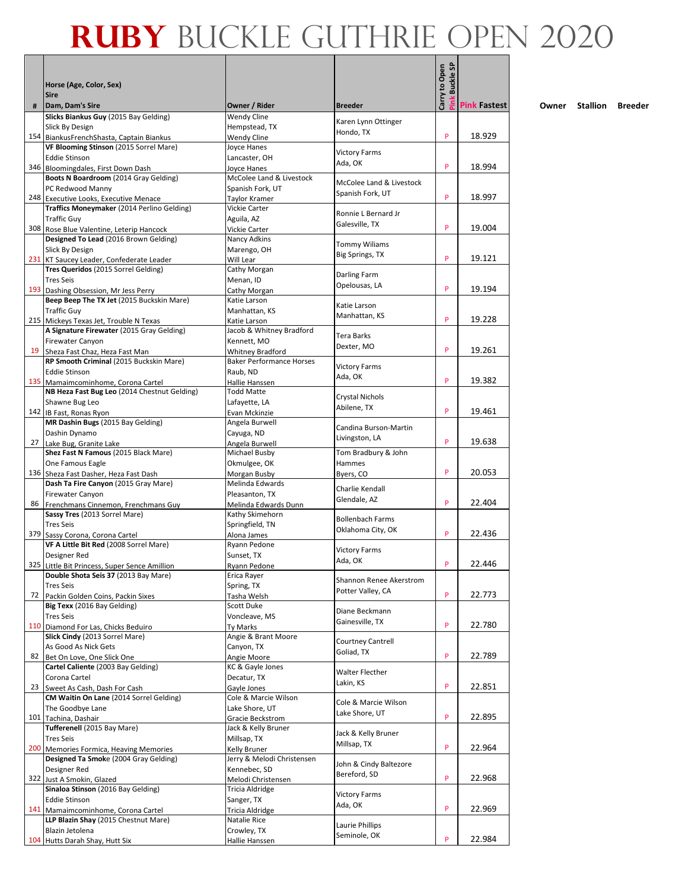# RUBY BUCKLE GUTHRIE OPEN 2020

| # | Horse (Age, Color, Sex)<br>Sire<br>Dam, Dam's Sire | Owner / Rider | Breeder | Carry to Open<br>Pink Buckle SP | Pink Fastest | Owner | Stallion | Breeder |
|---|---|---|---|---|---|---|---|---|
| 154 | **Slicks Biankus Guy** (2015 Bay Gelding)<br>Slick By Design<br>BiankusFrenchShasta, Captain Biankus | Wendy Cline<br>Hempstead, TX<br>Wendy Cline | Karen Lynn Ottinger<br>Hondo, TX | P | 18.929 | | | |
| 346 | **VF Blooming Stinson** (2015 Sorrel Mare)<br>Eddie Stinson<br>Bloomingdales, First Down Dash | Joyce Hanes<br>Lancaster, OH<br>Joyce Hanes | Victory Farms<br>Ada, OK | P | 18.994 | | | |
| 248 | **Boots N Boardroom** (2014 Gray Gelding)<br>PC Redwood Manny<br>Executive Looks, Executive Menace | McColee Land & Livestock<br>Spanish Fork, UT<br>Taylor Kramer | McColee Land & Livestock<br>Spanish Fork, UT | P | 18.997 | | | |
| 308 | **Traffics Moneymaker** (2014 Perlino Gelding)<br>Traffic Guy<br>Rose Blue Valentine, Leterip Hancock | Vickie Carter<br>Aguila, AZ<br>Vickie Carter | Ronnie L Bernard Jr<br>Galesville, TX | P | 19.004 | | | |
| 231 | **Designed To Lead** (2016 Brown Gelding)<br>Slick By Design<br>KT Saucey Leader, Confederate Leader | Nancy Adkins<br>Marengo, OH<br>Will Lear | Tommy Wiliams<br>Big Springs, TX | P | 19.121 | | | |
| 193 | **Tres Queridos** (2015 Sorrel Gelding)<br>Tres Seis<br>Dashing Obsession, Mr Jess Perry | Cathy Morgan<br>Menan, ID<br>Cathy Morgan | Darling Farm<br>Opelousas, LA | P | 19.194 | | | |
| 215 | **Beep Beep The TX Jet** (2015 Buckskin Mare)<br>Traffic Guy<br>Mickeys Texas Jet, Trouble N Texas | Katie Larson<br>Manhattan, KS<br>Katie Larson | Katie Larson<br>Manhattan, KS | P | 19.228 | | | |
| 19 | **A Signature Firewater** (2015 Gray Gelding)<br>Firewater Canyon<br>Sheza Fast Chaz, Heza Fast Man | Jacob & Whitney Bradford<br>Kennett, MO<br>Whitney Bradford | Tera Barks<br>Dexter, MO | P | 19.261 | | | |
| 135 | **RP Smooth Criminal** (2015 Buckskin Mare)<br>Eddie Stinson<br>Mamaimcominhome, Corona Cartel | Baker Performance Horses<br>Raub, ND<br>Hallie Hanssen | Victory Farms<br>Ada, OK | P | 19.382 | | | |
| 142 | **NB Heza Fast Bug Leo** (2014 Chestnut Gelding)<br>Shawne Bug Leo<br>IB Fast, Ronas Ryon | Todd Matte<br>Lafayette, LA<br>Evan Mckinzie | Crystal Nichols<br>Abilene, TX | P | 19.461 | | | |
| 27 | **MR Dashin Bugs** (2015 Bay Gelding)<br>Dashin Dynamo<br>Lake Bug, Granite Lake | Angela Burwell<br>Cayuga, ND<br>Angela Burwell | Candina Burson-Martin<br>Livingston, LA | P | 19.638 | | | |
| 136 | **Shez Fast N Famous** (2015 Black Mare)<br>One Famous Eagle<br>Sheza Fast Dasher, Heza Fast Dash | Michael Busby<br>Okmulgee, OK<br>Morgan Busby | Tom Bradbury & John Hammes<br>Byers, CO | P | 20.053 | | | |
| 86 | **Dash Ta Fire Canyon** (2015 Gray Mare)<br>Firewater Canyon<br>Frenchmans Cinnemon, Frenchmans Guy | Melinda Edwards<br>Pleasanton, TX<br>Melinda Edwards Dunn | Charlie Kendall<br>Glendale, AZ | P | 22.404 | | | |
| 379 | **Sassy Tres** (2013 Sorrel Mare)<br>Tres Seis<br>Sassy Corona, Corona Cartel | Kathy Skimehorn<br>Springfield, TN<br>Alona James | Bollenbach Farms<br>Oklahoma City, OK | P | 22.436 | | | |
| 325 | **VF A Little Bit Red** (2008 Sorrel Mare)<br>Designer Red<br>Little Bit Princess, Super Sence Amillion | Ryann Pedone<br>Sunset, TX<br>Ryann Pedone | Victory Farms<br>Ada, OK | P | 22.446 | | | |
| 72 | **Double Shota Seis 37** (2013 Bay Mare)<br>Tres Seis<br>Packin Golden Coins, Packin Sixes | Erica Rayer<br>Spring, TX<br>Tasha Welsh | Shannon Renee Akerstrom<br>Potter Valley, CA | P | 22.773 | | | |
| 110 | **Big Texx** (2016 Bay Gelding)<br>Tres Seis<br>Diamond For Las, Chicks Beduiro | Scott Duke<br>Voncleave, MS<br>Ty Marks | Diane Beckmann<br>Gainesville, TX | P | 22.780 | | | |
| 82 | **Slick Cindy** (2013 Sorrel Mare)<br>As Good As Nick Gets<br>Bet On Love, One Slick One | Angie & Brant Moore<br>Canyon, TX<br>Angie Moore | Courtney Cantrell<br>Goliad, TX | P | 22.789 | | | |
| 23 | **Cartel Caliente** (2003 Bay Gelding)<br>Corona Cartel<br>Sweet As Cash, Dash For Cash | KC & Gayle Jones<br>Decatur, TX<br>Gayle Jones | Walter Flecther<br>Lakin, KS | P | 22.851 | | | |
| 101 | **CM Waitin On Lane** (2014 Sorrel Gelding)<br>The Goodbye Lane<br>Tachina, Dashair | Cole & Marcie Wilson<br>Lake Shore, UT<br>Gracie Beckstrom | Cole & Marcie Wilson<br>Lake Shore, UT | P | 22.895 | | | |
| 200 | **Tufferenell** (2015 Bay Mare)<br>Tres Seis<br>Memories Formica, Heaving Memories | Jack & Kelly Bruner<br>Millsap, TX<br>Kelly Bruner | Jack & Kelly Bruner<br>Millsap, TX | P | 22.964 | | | |
| 322 | **Designed Ta Smoke** (2004 Gray Gelding)<br>Designer Red<br>Just A Smokin, Glazed | Jerry & Melodi Christensen<br>Kennebec, SD<br>Melodi Christensen | John & Cindy Baltezore<br>Bereford, SD | P | 22.968 | | | |
| 141 | **Sinaloa Stinson** (2016 Bay Gelding)<br>Eddie Stinson<br>Mamaimcominhome, Corona Cartel | Tricia Aldridge<br>Sanger, TX<br>Tricia Aldridge | Victory Farms<br>Ada, OK | P | 22.969 | | | |
| 104 | **LLP Blazin Shay** (2015 Chestnut Mare)<br>Blazin Jetolena<br>Hutts Darah Shay, Hutt Six | Natalie Rice<br>Crowley, TX<br>Hallie Hanssen | Laurie Phillips<br>Seminole, OK | P | 22.984 | | | |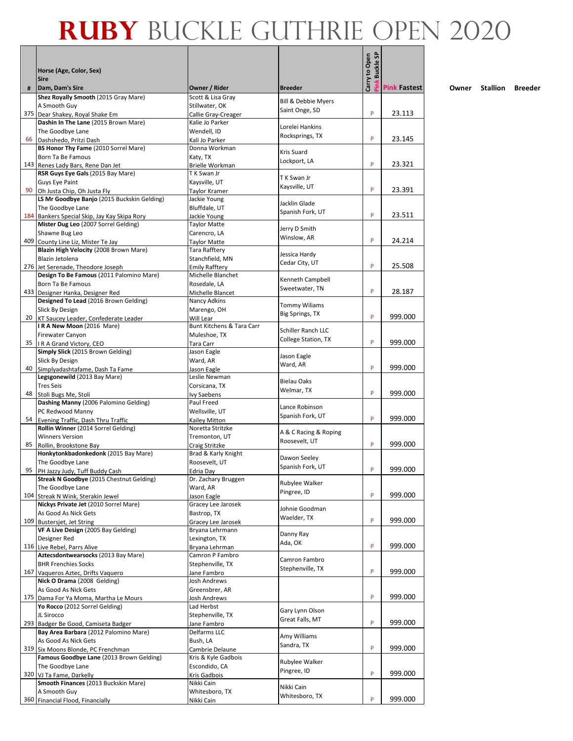# RUBY BUCKLE GUTHRIE OPEN 2020

| # | Horse (Age, Color, Sex)<br>Sire<br>Dam, Dam's Sire | Owner / Rider | Breeder | Carry to Open<br>Pink Buckle SP | Pink Fastest | Owner | Stallion | Breeder |
|---|---|---|---|---|---|---|---|---|
| 375 | **Shez Royally Smooth** (2015 Gray Mare)<br>A Smooth Guy<br>Dear Shakey, Royal Shake Em | Scott & Lisa Gray<br>Stillwater, OK<br>Callie Gray-Creager | Bill & Debbie Myers<br>Saint Onge, SD | P | 23.113 | | | |
| 66 | **Dashin In The Lane** (2015 Brown Mare)<br>The Goodbye Lane<br>Dashshedo, Pritzi Dash | Kalie Jo Parker<br>Wendell, ID<br>Kali Jo Parker | Lorelei Hankins<br>Rocksprings, TX | P | 23.145 | | | |
| 143 | **BS Honor Thy Fame** (2010 Sorrel Mare)<br>Born Ta Be Famous<br>Renes Lady Bars, Rene Dan Jet | Donna Workman<br>Katy, TX<br>Brielle Workman | Kris Suard<br>Lockport, LA | P | 23.321 | | | |
| 90 | **RSR Guys Eye Gals** (2015 Bay Mare)<br>Guys Eye Paint<br>Oh Justa Chip, Oh Justa Fly | T K Swan Jr<br>Kaysville, UT<br>Taylor Kramer | T K Swan Jr<br>Kaysville, UT | P | 23.391 | | | |
| 184 | **LS Mr Goodbye Banjo** (2015 Buckskin Gelding)<br>The Goodbye Lane<br>Bankers Special Skip, Jay Kay Skipa Rory | Jackie Young<br>Bluffdale, UT<br>Jackie Young | Jacklin Glade<br>Spanish Fork, UT | P | 23.511 | | | |
| 409 | **Mister Dug Leo** (2007 Sorrel Gelding)<br>Shawne Bug Leo<br>County Line Liz, Mister Te Jay | Taylor Matte<br>Carencro, LA<br>Taylor Matte | Jerry D Smith<br>Winslow, AR | P | 24.214 | | | |
| 276 | **Blazin High Velocity** (2008 Brown Mare)<br>Blazin Jetolena<br>Jet Serenade, Theodore Joseph | Tara Rafftery<br>Stanchfield, MN<br>Emily Rafftery | Jessica Hardy<br>Cedar City, UT | P | 25.508 | | | |
| 433 | **Design To Be Famous** (2011 Palomino Mare)<br>Born Ta Be Famous<br>Designer Hanka, Designer Red | Michelle Blanchet<br>Rosedale, LA<br>Michelle Blancet | Kenneth Campbell<br>Sweetwater, TN | P | 28.187 | | | |
| 20 | **Designed To Lead** (2016 Brown Gelding)<br>Slick By Design<br>KT Saucey Leader, Confederate Leader | Nancy Adkins<br>Marengo, OH<br>Will Lear | Tommy Wiliams<br>Big Springs, TX | P | 999.000 | | | |
| 35 | **I R A New Moon** (2016 Mare)<br>Firewater Canyon<br>I R A Grand Victory, CEO | Bunt Kitchens & Tara Carr<br>Muleshoe, TX<br>Tara Carr | Schiller Ranch LLC<br>College Station, TX | P | 999.000 | | | |
| 40 | **Simply Slick** (2015 Brown Gelding)<br>Slick By Design<br>Simplyadashtafame, Dash Ta Fame | Jason Eagle<br>Ward, AR<br>Jason Eagle | Jason Eagle<br>Ward, AR | P | 999.000 | | | |
| 48 | **Legsgonewild** (2013 Bay Mare)<br>Tres Seis<br>Stoli Bugs Me, Stoli | Leslie Newman<br>Corsicana, TX<br>Ivy Saebens | Bielau Oaks<br>Welmar, TX | P | 999.000 | | | |
| 54 | **Dashing Manny** (2006 Palomino Gelding)<br>PC Redwood Manny<br>Evening Traffic, Dash Thru Traffic | Paul Freed<br>Wellsville, UT<br>Kailey Mitton | Lance Robinson<br>Spanish Fork, UT | P | 999.000 | | | |
| 85 | **Rollin Winner** (2014 Sorrel Gelding)<br>Winners Version<br>Rollin, Brookstone Bay | Noretta Stritzke<br>Tremonton, UT<br>Craig Stritzke | A & C Racing & Roping<br>Roosevelt, UT | P | 999.000 | | | |
| 95 | **Honkytonkbadonkedonk** (2015 Bay Mare)<br>The Goodbye Lane<br>PH Jazzy Judy, Tuff Buddy Cash | Brad & Karly Knight<br>Roosevelt, UT<br>Edria Day | Dawon Seeley<br>Spanish Fork, UT | P | 999.000 | | | |
| 104 | **Streak N Goodbye** (2015 Chestnut Gelding)<br>The Goodbye Lane<br>Streak N Wink, Sterakin Jewel | Dr. Zachary Bruggen<br>Ward, AR<br>Jason Eagle | Rubylee Walker<br>Pingree, ID | P | 999.000 | | | |
| 109 | **Nickys Private Jet** (2010 Sorrel Mare)<br>As Good As Nick Gets<br>Bustersjet, Jet String | Gracey Lee Jarosek<br>Bastrop, TX<br>Gracey Lee Jarosek | Johnie Goodman<br>Waelder, TX | P | 999.000 | | | |
| 116 | **VF A Live Design** (2005 Bay Gelding)<br>Designer Red<br>Live Rebel, Parrs Alive | Bryana Lehrmann<br>Lexington, TX<br>Bryana Lehrman | Danny Ray<br>Ada, OK | P | 999.000 | | | |
| 167 | **Aztecsdontwearsocks** (2013 Bay Mare)<br>BHR Frenchies Socks<br>Vaqueros Aztec, Drifts Vaquero | Camron P Fambro<br>Stephenville, TX<br>Jane Fambro | Camron Fambro<br>Stephenville, TX | P | 999.000 | | | |
| 175 | **Nick O Drama** (2008 Gelding)<br>As Good As Nick Gets<br>Dama For Ya Moma, Martha Le Mours | Josh Andrews<br>Greensbrer, AR<br>Josh Andrews | | P | 999.000 | | | |
| 293 | **Yo Rocco** (2012 Sorrel Gelding)<br>JL Sirocco<br>Badger Be Good, Camiseta Badger | Lad Herbst<br>Stephenville, TX<br>Jane Fambro | Gary Lynn Olson<br>Great Falls, MT | P | 999.000 | | | |
| 319 | **Bay Area Barbara** (2012 Palomino Mare)<br>As Good As Nick Gets<br>Six Moons Blonde, PC Frenchman | Delfarms LLC<br>Bush, LA<br>Cambrie Delaune | Amy Williams<br>Sandra, TX | P | 999.000 | | | |
| 320 | **Famous Goodbye Lane** (2013 Brown Gelding)<br>The Goodbye Lane<br>VJ Ta Fame, Darkelly | Kris & Kyle Gadbois<br>Escondido, CA<br>Kris Gadbois | Rubylee Walker<br>Pingree, ID | P | 999.000 | | | |
| 360 | **Smooth Finances** (2013 Buckskin Mare)<br>A Smooth Guy<br>Financial Flood, Financially | Nikki Cain<br>Whitesboro, TX<br>Nikki Cain | Nikki Cain<br>Whitesboro, TX | P | 999.000 | | | |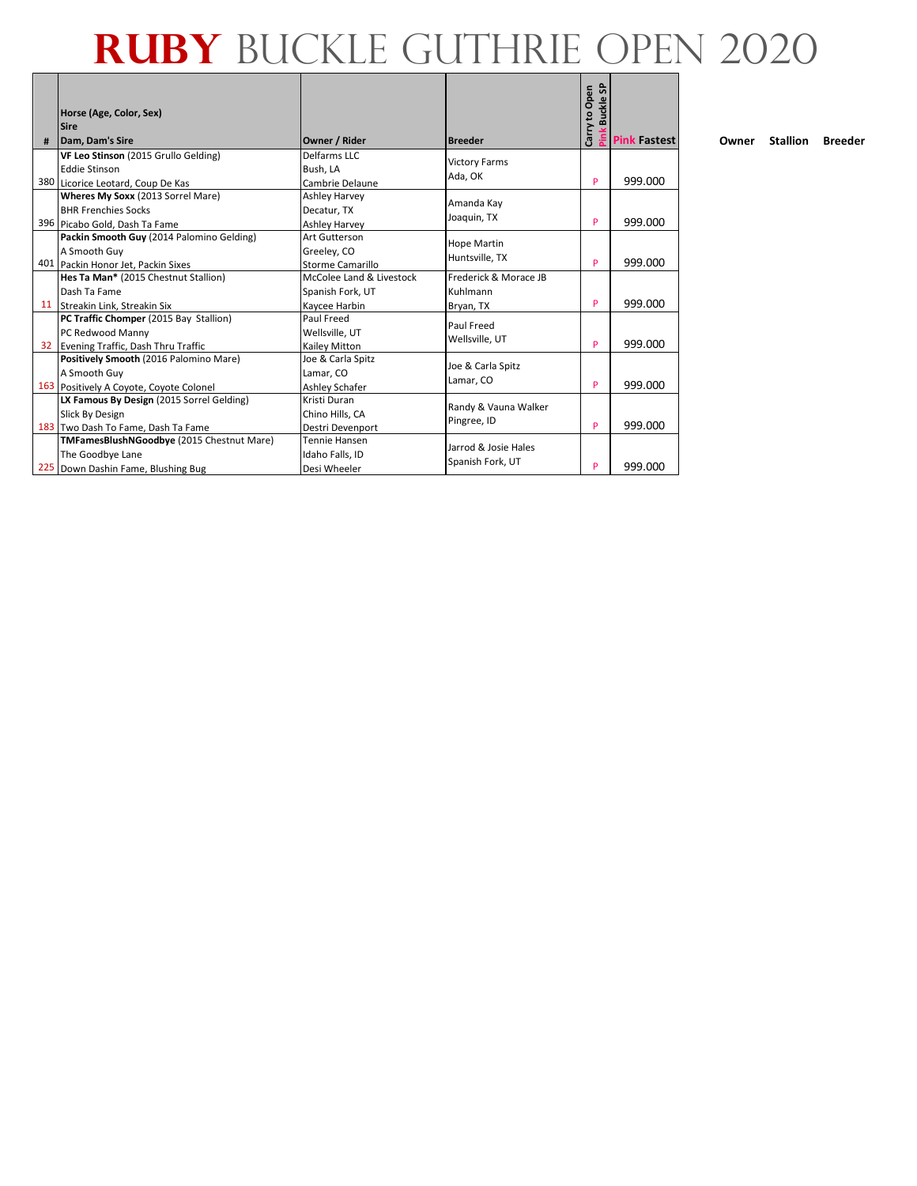# RUBY BUCKLE GUTHRIE OPEN 2020

| # | Horse (Age, Color, Sex)<br>Sire<br>Dam, Dam's Sire | Owner / Rider | Breeder | Carry to Open<br>Pink Buckle SP | Pink Fastest | Owner | Stallion | Breeder |
|---|---|---|---|---|---|---|---|---|
| 380 | **VF Leo Stinson** (2015 Grullo Gelding)<br>Eddie Stinson<br>Licorice Leotard, Coup De Kas | Delfarms LLC<br>Bush, LA<br>Cambrie Delaune | Victory Farms<br>Ada, OK | P | 999.000 | | | |
| 396 | **Wheres My Soxx** (2013 Sorrel Mare)<br>BHR Frenchies Socks<br>Picabo Gold, Dash Ta Fame | Ashley Harvey<br>Decatur, TX<br>Ashley Harvey | Amanda Kay<br>Joaquin, TX | P | 999.000 | | | |
| 401 | **Packin Smooth Guy** (2014 Palomino Gelding)<br>A Smooth Guy<br>Packin Honor Jet, Packin Sixes | Art Gutterson<br>Greeley, CO<br>Storme Camarillo | Hope Martin<br>Huntsville, TX | P | 999.000 | | | |
| 11 | **Hes Ta Man*** (2015 Chestnut Stallion)<br>Dash Ta Fame<br>Streakin Link, Streakin Six | McColee Land & Livestock<br>Spanish Fork, UT<br>Kaycee Harbin | Frederick & Morace JB<br>Kuhlmann<br>Bryan, TX | P | 999.000 | | | |
| 32 | **PC Traffic Chomper** (2015 Bay Stallion)<br>PC Redwood Manny<br>Evening Traffic, Dash Thru Traffic | Paul Freed<br>Wellsville, UT<br>Kailey Mitton | Paul Freed<br>Wellsville, UT | P | 999.000 | | | |
| 163 | **Positively Smooth** (2016 Palomino Mare)<br>A Smooth Guy<br>Positively A Coyote, Coyote Colonel | Joe & Carla Spitz<br>Lamar, CO<br>Ashley Schafer | Joe & Carla Spitz<br>Lamar, CO | P | 999.000 | | | |
| 183 | **LX Famous By Design** (2015 Sorrel Gelding)<br>Slick By Design<br>Two Dash To Fame, Dash Ta Fame | Kristi Duran<br>Chino Hills, CA<br>Destri Devenport | Randy & Vauna Walker<br>Pingree, ID | P | 999.000 | | | |
| 225 | **TMFamesBlushNGoodbye** (2015 Chestnut Mare)<br>The Goodbye Lane<br>Down Dashin Fame, Blushing Bug | Tennie Hansen<br>Idaho Falls, ID<br>Desi Wheeler | Jarrod & Josie Hales<br>Spanish Fork, UT | P | 999.000 | | | |